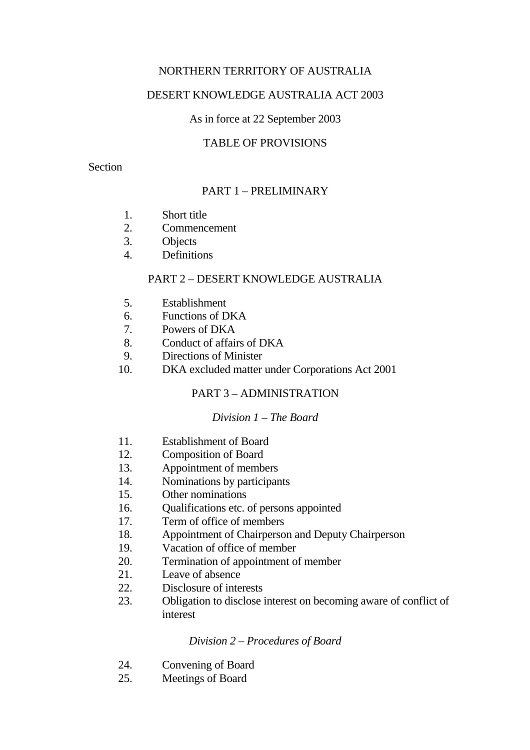NORTHERN TERRITORY OF AUSTRALIA

# DESERT KNOWLEDGE AUSTRALIA ACT 2003

As in force at 22 September 2003

## TABLE OF PROVISIONS

Section

### PART 1 – PRELIMINARY

1. Short title
2. Commencement
3. Objects
4. Definitions

### PART 2 – DESERT KNOWLEDGE AUSTRALIA

5. Establishment
6. Functions of DKA
7. Powers of DKA
8. Conduct of affairs of DKA
9. Directions of Minister
10. DKA excluded matter under Corporations Act 2001

### PART 3 – ADMINISTRATION

*Division 1 – The Board*

11. Establishment of Board
12. Composition of Board
13. Appointment of members
14. Nominations by participants
15. Other nominations
16. Qualifications etc. of persons appointed
17. Term of office of members
18. Appointment of Chairperson and Deputy Chairperson
19. Vacation of office of member
20. Termination of appointment of member
21. Leave of absence
22. Disclosure of interests
23. Obligation to disclose interest on becoming aware of conflict of interest

*Division 2 – Procedures of Board*

24. Convening of Board
25. Meetings of Board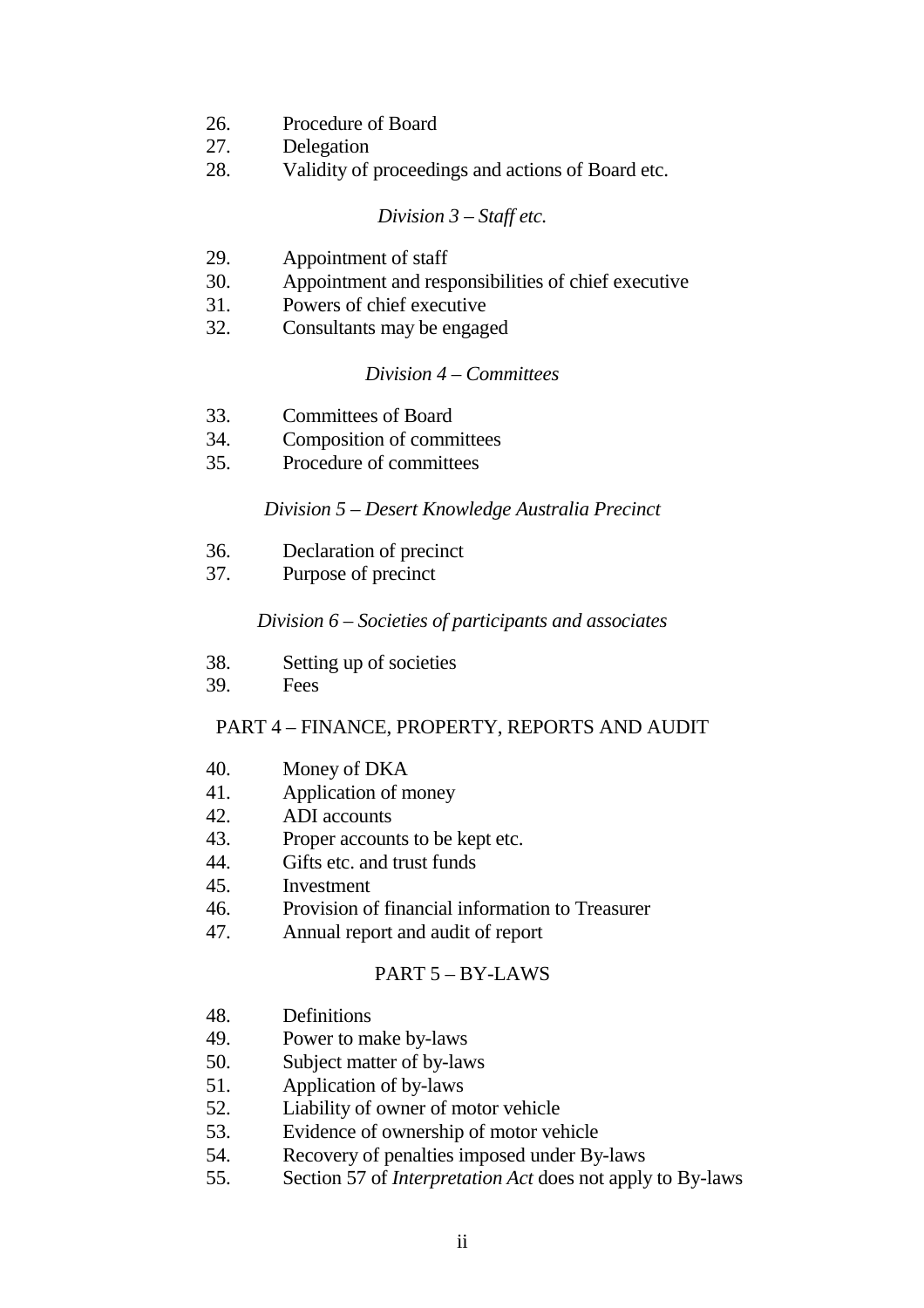26. Procedure of Board
27. Delegation
28. Validity of proceedings and actions of Board etc.

*Division 3 – Staff etc.*

29. Appointment of staff
30. Appointment and responsibilities of chief executive
31. Powers of chief executive
32. Consultants may be engaged

*Division 4 – Committees*

33. Committees of Board
34. Composition of committees
35. Procedure of committees

*Division 5 – Desert Knowledge Australia Precinct*

36. Declaration of precinct
37. Purpose of precinct

*Division 6 – Societies of participants and associates*

38. Setting up of societies
39. Fees

PART 4 – FINANCE, PROPERTY, REPORTS AND AUDIT

40. Money of DKA
41. Application of money
42. ADI accounts
43. Proper accounts to be kept etc.
44. Gifts etc. and trust funds
45. Investment
46. Provision of financial information to Treasurer
47. Annual report and audit of report

PART 5 – BY-LAWS

48. Definitions
49. Power to make by-laws
50. Subject matter of by-laws
51. Application of by-laws
52. Liability of owner of motor vehicle
53. Evidence of ownership of motor vehicle
54. Recovery of penalties imposed under By-laws
55. Section 57 of *Interpretation Act* does not apply to By-laws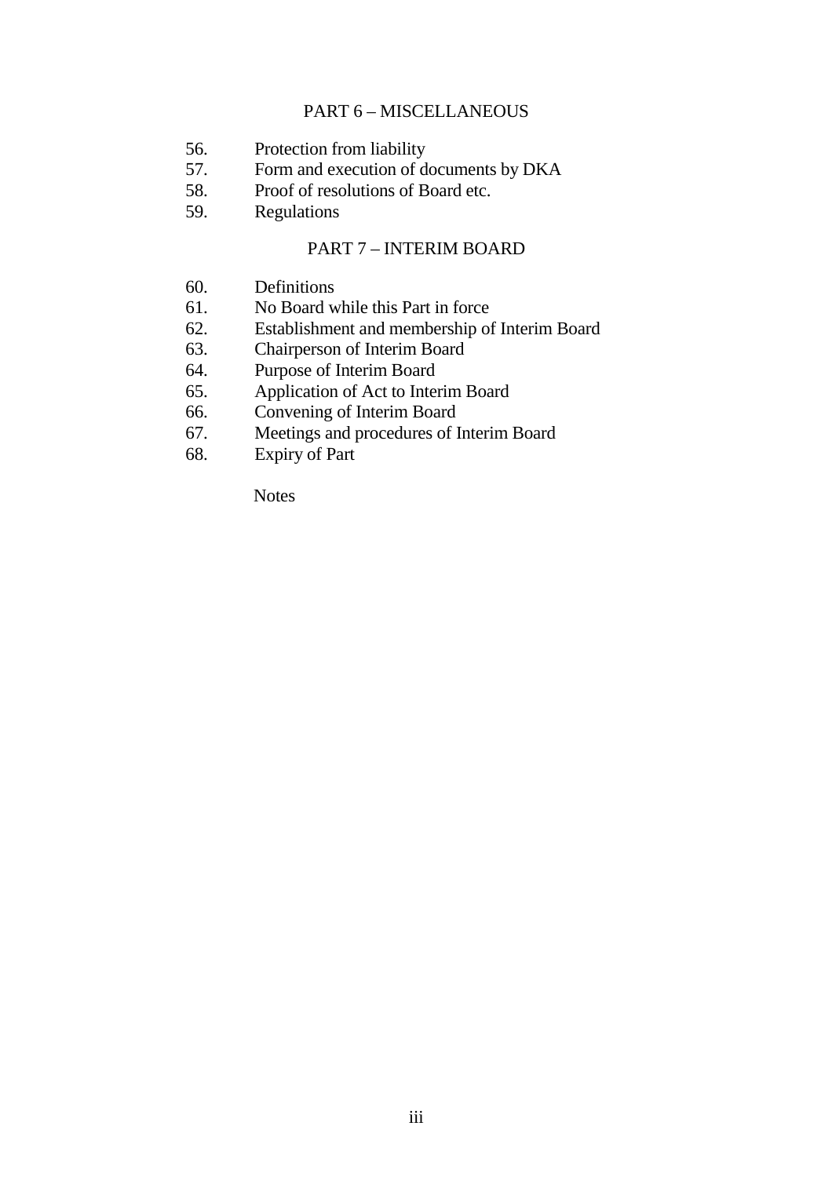## PART 6 – MISCELLANEOUS

56. Protection from liability
57. Form and execution of documents by DKA
58. Proof of resolutions of Board etc.
59. Regulations

## PART 7 – INTERIM BOARD

60. Definitions
61. No Board while this Part in force
62. Establishment and membership of Interim Board
63. Chairperson of Interim Board
64. Purpose of Interim Board
65. Application of Act to Interim Board
66. Convening of Interim Board
67. Meetings and procedures of Interim Board
68. Expiry of Part

Notes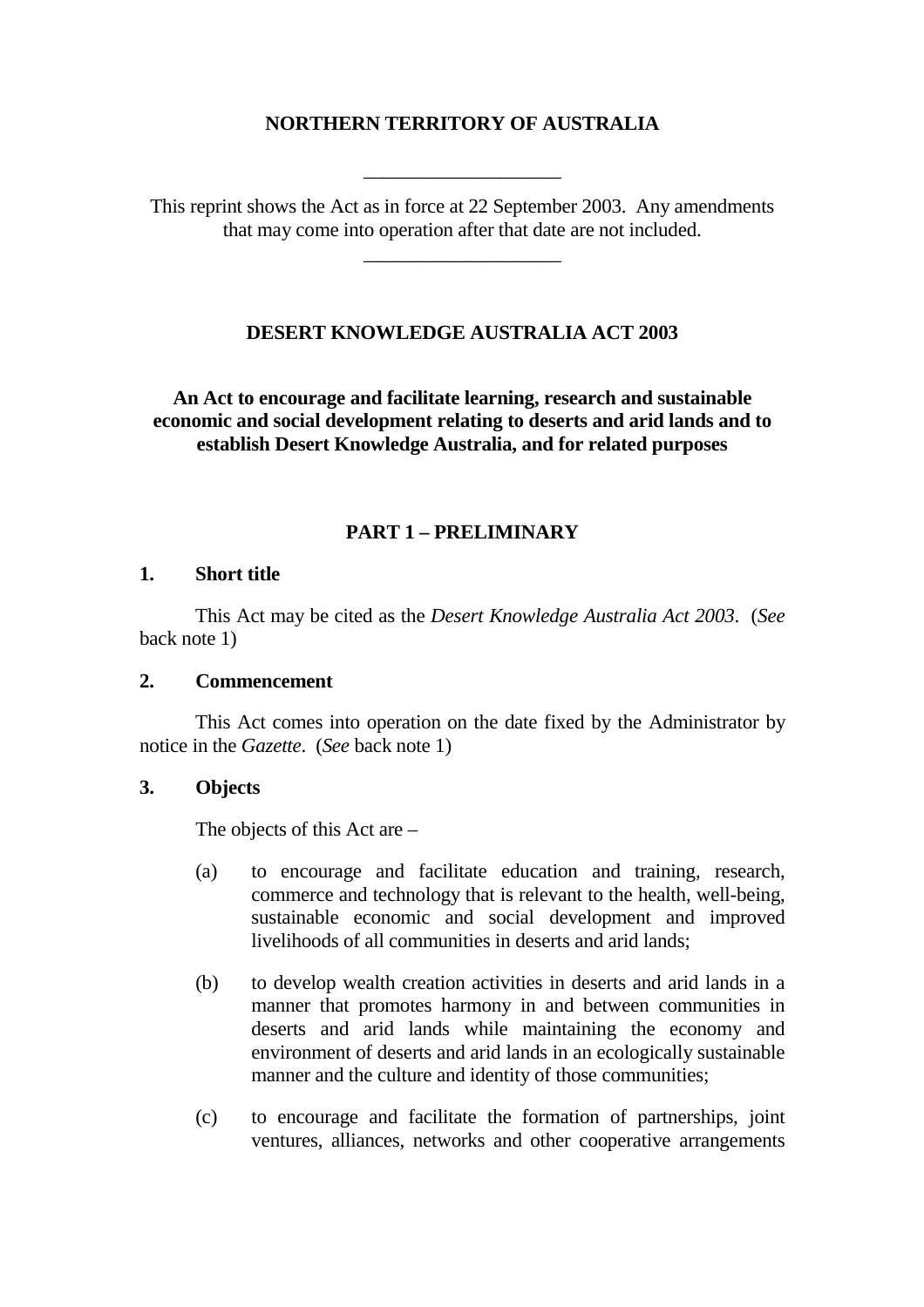**NORTHERN TERRITORY OF AUSTRALIA**

\_\_\_\_\_\_\_\_\_\_\_\_\_\_\_\_\_\_\_\_

This reprint shows the Act as in force at 22 September 2003. Any amendments that may come into operation after that date are not included.

\_\_\_\_\_\_\_\_\_\_\_\_\_\_\_\_\_\_\_\_

# DESERT KNOWLEDGE AUSTRALIA ACT 2003

**An Act to encourage and facilitate learning, research and sustainable economic and social development relating to deserts and arid lands and to establish Desert Knowledge Australia, and for related purposes**

## PART 1 – PRELIMINARY

### 1. Short title

This Act may be cited as the *Desert Knowledge Australia Act 2003*. (*See* back note 1)

### 2. Commencement

This Act comes into operation on the date fixed by the Administrator by notice in the *Gazette*. (*See* back note 1)

### 3. Objects

The objects of this Act are –

(a) to encourage and facilitate education and training, research, commerce and technology that is relevant to the health, well-being, sustainable economic and social development and improved livelihoods of all communities in deserts and arid lands;

(b) to develop wealth creation activities in deserts and arid lands in a manner that promotes harmony in and between communities in deserts and arid lands while maintaining the economy and environment of deserts and arid lands in an ecologically sustainable manner and the culture and identity of those communities;

(c) to encourage and facilitate the formation of partnerships, joint ventures, alliances, networks and other cooperative arrangements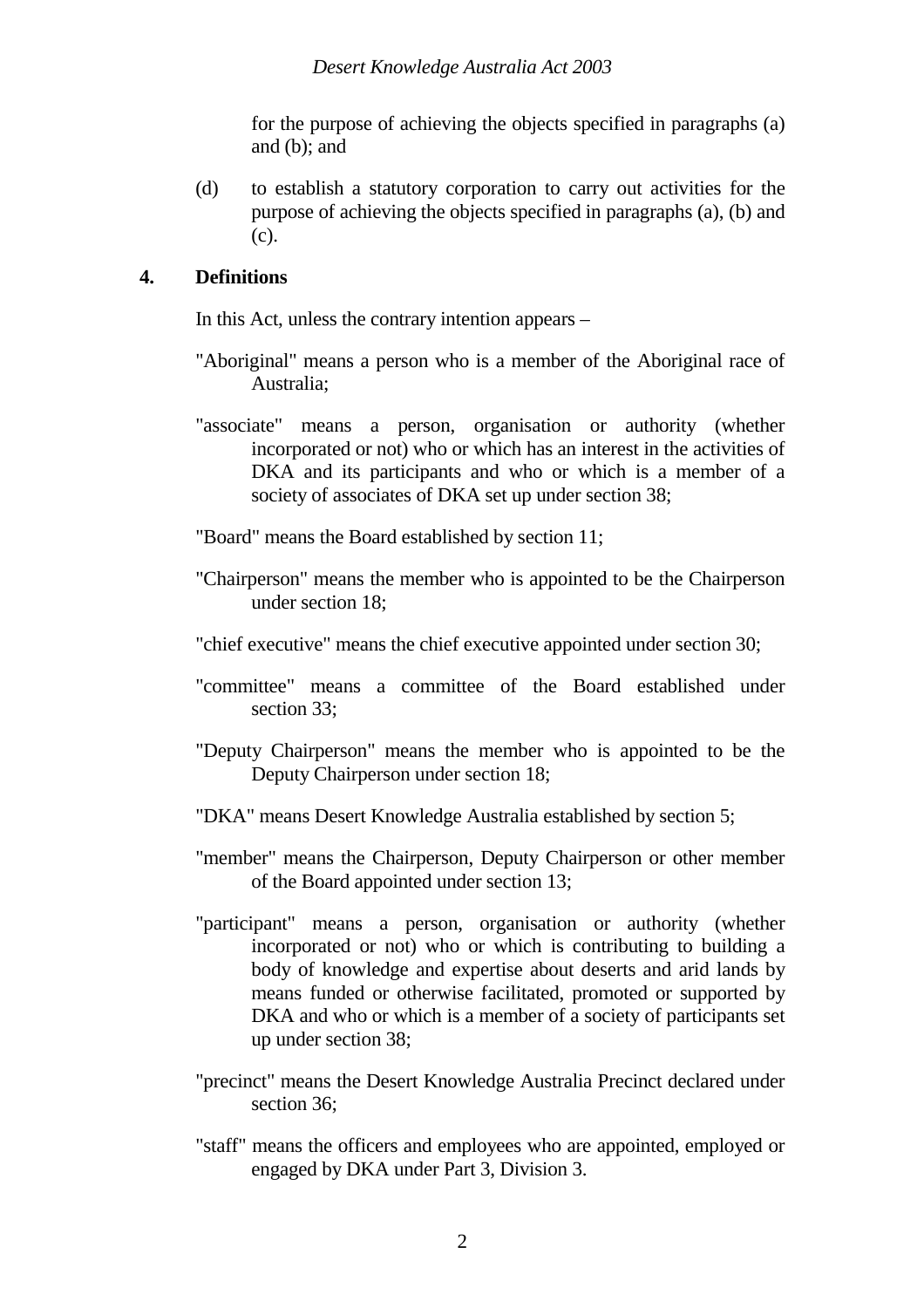for the purpose of achieving the objects specified in paragraphs (a) and (b); and

(d) to establish a statutory corporation to carry out activities for the purpose of achieving the objects specified in paragraphs (a), (b) and (c).

**4. Definitions**

In this Act, unless the contrary intention appears –

"Aboriginal" means a person who is a member of the Aboriginal race of Australia;

"associate" means a person, organisation or authority (whether incorporated or not) who or which has an interest in the activities of DKA and its participants and who or which is a member of a society of associates of DKA set up under section 38;

"Board" means the Board established by section 11;

"Chairperson" means the member who is appointed to be the Chairperson under section 18;

"chief executive" means the chief executive appointed under section 30;

"committee" means a committee of the Board established under section 33;

"Deputy Chairperson" means the member who is appointed to be the Deputy Chairperson under section 18;

"DKA" means Desert Knowledge Australia established by section 5;

"member" means the Chairperson, Deputy Chairperson or other member of the Board appointed under section 13;

"participant" means a person, organisation or authority (whether incorporated or not) who or which is contributing to building a body of knowledge and expertise about deserts and arid lands by means funded or otherwise facilitated, promoted or supported by DKA and who or which is a member of a society of participants set up under section 38;

"precinct" means the Desert Knowledge Australia Precinct declared under section 36;

"staff" means the officers and employees who are appointed, employed or engaged by DKA under Part 3, Division 3.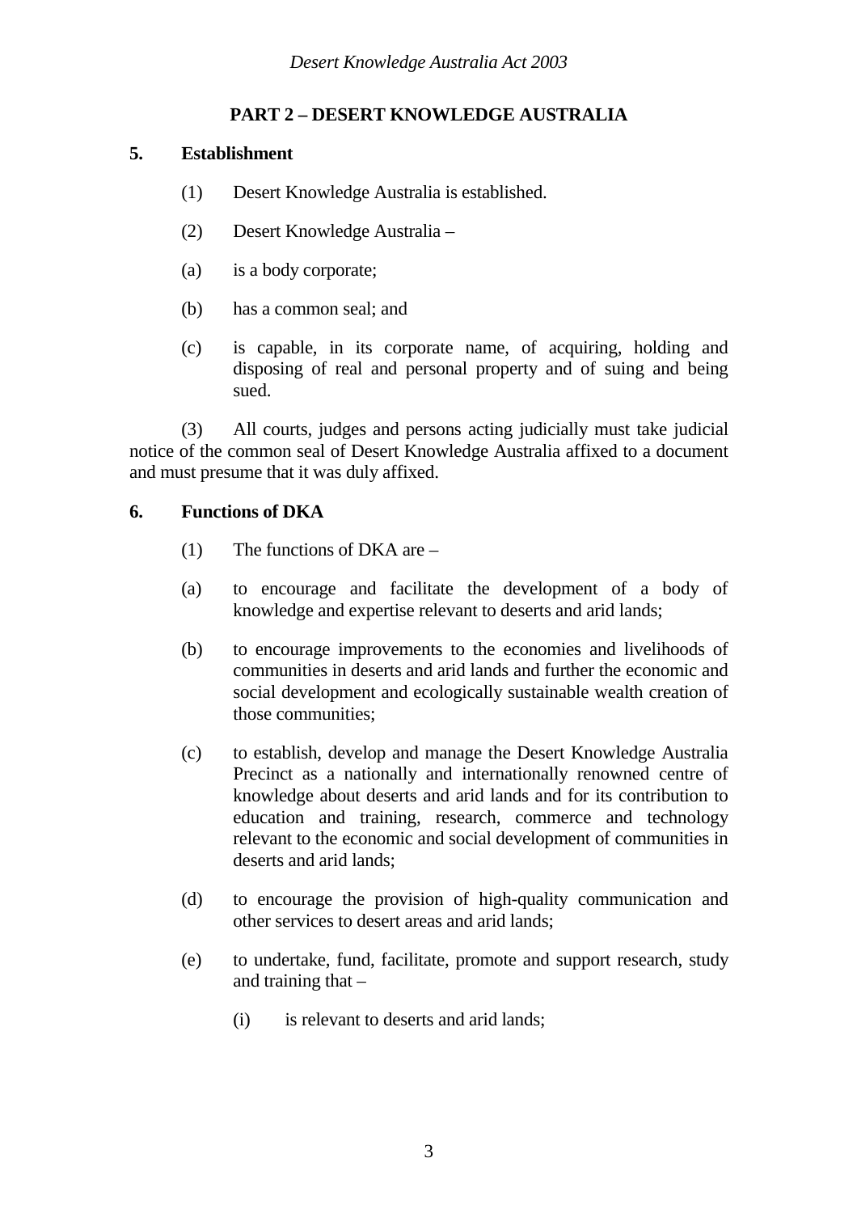## PART 2 – DESERT KNOWLEDGE AUSTRALIA

### 5. Establishment

(1) Desert Knowledge Australia is established.

(2) Desert Knowledge Australia –

(a) is a body corporate;

(b) has a common seal; and

(c) is capable, in its corporate name, of acquiring, holding and disposing of real and personal property and of suing and being sued.

(3) All courts, judges and persons acting judicially must take judicial notice of the common seal of Desert Knowledge Australia affixed to a document and must presume that it was duly affixed.

### 6. Functions of DKA

(1) The functions of DKA are –

(a) to encourage and facilitate the development of a body of knowledge and expertise relevant to deserts and arid lands;

(b) to encourage improvements to the economies and livelihoods of communities in deserts and arid lands and further the economic and social development and ecologically sustainable wealth creation of those communities;

(c) to establish, develop and manage the Desert Knowledge Australia Precinct as a nationally and internationally renowned centre of knowledge about deserts and arid lands and for its contribution to education and training, research, commerce and technology relevant to the economic and social development of communities in deserts and arid lands;

(d) to encourage the provision of high-quality communication and other services to desert areas and arid lands;

(e) to undertake, fund, facilitate, promote and support research, study and training that –

(i) is relevant to deserts and arid lands;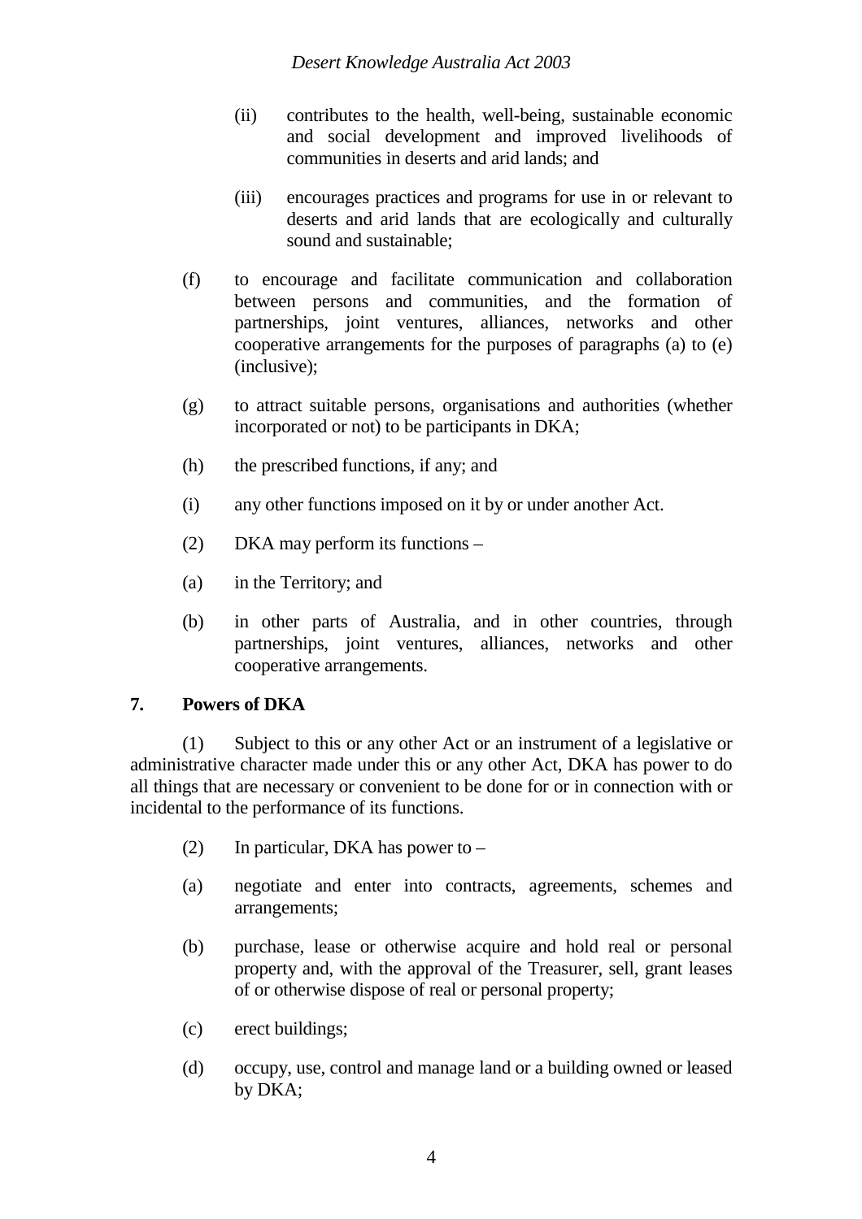(ii) contributes to the health, well-being, sustainable economic and social development and improved livelihoods of communities in deserts and arid lands; and

(iii) encourages practices and programs for use in or relevant to deserts and arid lands that are ecologically and culturally sound and sustainable;

(f) to encourage and facilitate communication and collaboration between persons and communities, and the formation of partnerships, joint ventures, alliances, networks and other cooperative arrangements for the purposes of paragraphs (a) to (e) (inclusive);

(g) to attract suitable persons, organisations and authorities (whether incorporated or not) to be participants in DKA;

(h) the prescribed functions, if any; and

(i) any other functions imposed on it by or under another Act.

(2) DKA may perform its functions –

(a) in the Territory; and

(b) in other parts of Australia, and in other countries, through partnerships, joint ventures, alliances, networks and other cooperative arrangements.

**7. Powers of DKA**

(1) Subject to this or any other Act or an instrument of a legislative or administrative character made under this or any other Act, DKA has power to do all things that are necessary or convenient to be done for or in connection with or incidental to the performance of its functions.

(2) In particular, DKA has power to –

(a) negotiate and enter into contracts, agreements, schemes and arrangements;

(b) purchase, lease or otherwise acquire and hold real or personal property and, with the approval of the Treasurer, sell, grant leases of or otherwise dispose of real or personal property;

(c) erect buildings;

(d) occupy, use, control and manage land or a building owned or leased by DKA;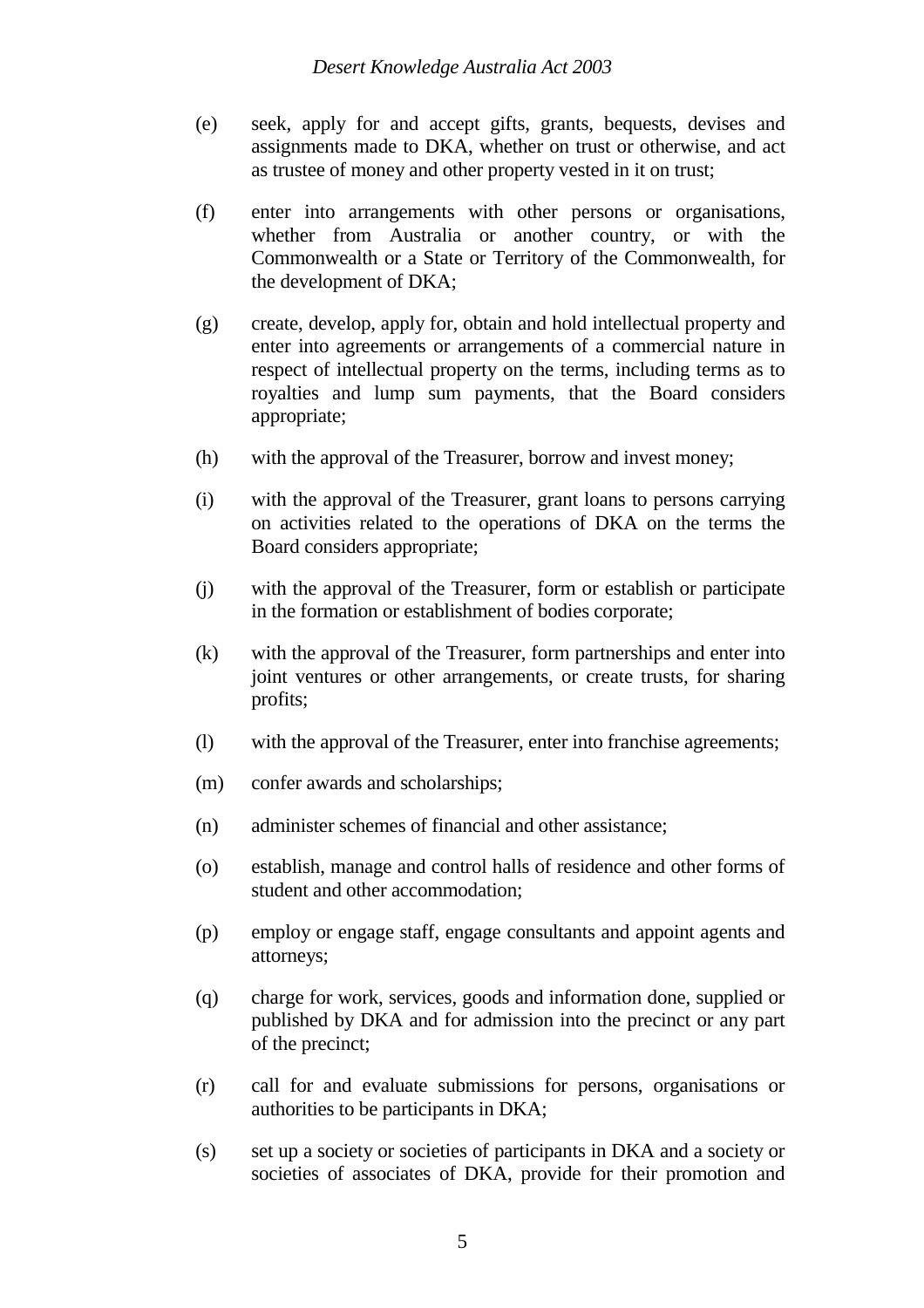(e) seek, apply for and accept gifts, grants, bequests, devises and assignments made to DKA, whether on trust or otherwise, and act as trustee of money and other property vested in it on trust;

(f) enter into arrangements with other persons or organisations, whether from Australia or another country, or with the Commonwealth or a State or Territory of the Commonwealth, for the development of DKA;

(g) create, develop, apply for, obtain and hold intellectual property and enter into agreements or arrangements of a commercial nature in respect of intellectual property on the terms, including terms as to royalties and lump sum payments, that the Board considers appropriate;

(h) with the approval of the Treasurer, borrow and invest money;

(i) with the approval of the Treasurer, grant loans to persons carrying on activities related to the operations of DKA on the terms the Board considers appropriate;

(j) with the approval of the Treasurer, form or establish or participate in the formation or establishment of bodies corporate;

(k) with the approval of the Treasurer, form partnerships and enter into joint ventures or other arrangements, or create trusts, for sharing profits;

(l) with the approval of the Treasurer, enter into franchise agreements;

(m) confer awards and scholarships;

(n) administer schemes of financial and other assistance;

(o) establish, manage and control halls of residence and other forms of student and other accommodation;

(p) employ or engage staff, engage consultants and appoint agents and attorneys;

(q) charge for work, services, goods and information done, supplied or published by DKA and for admission into the precinct or any part of the precinct;

(r) call for and evaluate submissions for persons, organisations or authorities to be participants in DKA;

(s) set up a society or societies of participants in DKA and a society or societies of associates of DKA, provide for their promotion and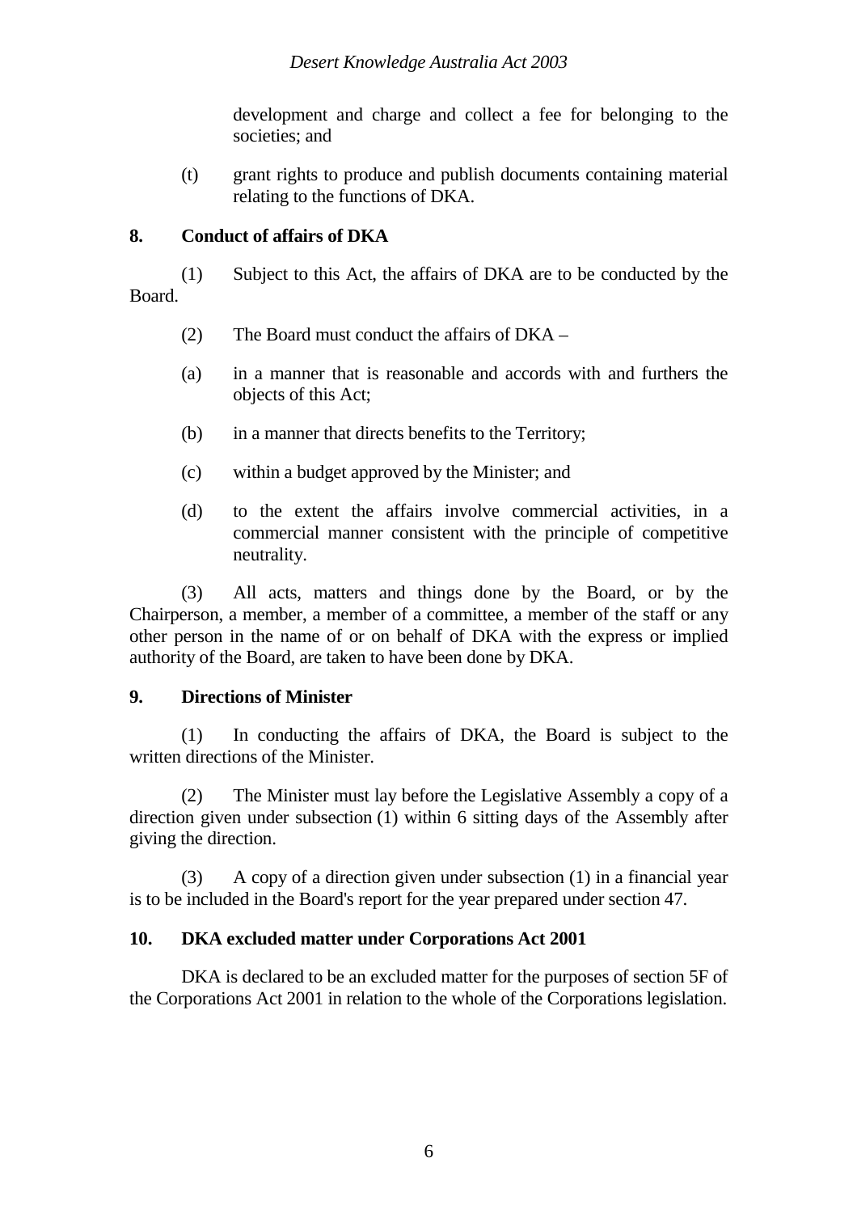development and charge and collect a fee for belonging to the societies; and

(t) grant rights to produce and publish documents containing material relating to the functions of DKA.

**8. Conduct of affairs of DKA**

(1) Subject to this Act, the affairs of DKA are to be conducted by the Board.

(2) The Board must conduct the affairs of DKA –

(a) in a manner that is reasonable and accords with and furthers the objects of this Act;

(b) in a manner that directs benefits to the Territory;

(c) within a budget approved by the Minister; and

(d) to the extent the affairs involve commercial activities, in a commercial manner consistent with the principle of competitive neutrality.

(3) All acts, matters and things done by the Board, or by the Chairperson, a member, a member of a committee, a member of the staff or any other person in the name of or on behalf of DKA with the express or implied authority of the Board, are taken to have been done by DKA.

**9. Directions of Minister**

(1) In conducting the affairs of DKA, the Board is subject to the written directions of the Minister.

(2) The Minister must lay before the Legislative Assembly a copy of a direction given under subsection (1) within 6 sitting days of the Assembly after giving the direction.

(3) A copy of a direction given under subsection (1) in a financial year is to be included in the Board's report for the year prepared under section 47.

**10. DKA excluded matter under Corporations Act 2001**

DKA is declared to be an excluded matter for the purposes of section 5F of the Corporations Act 2001 in relation to the whole of the Corporations legislation.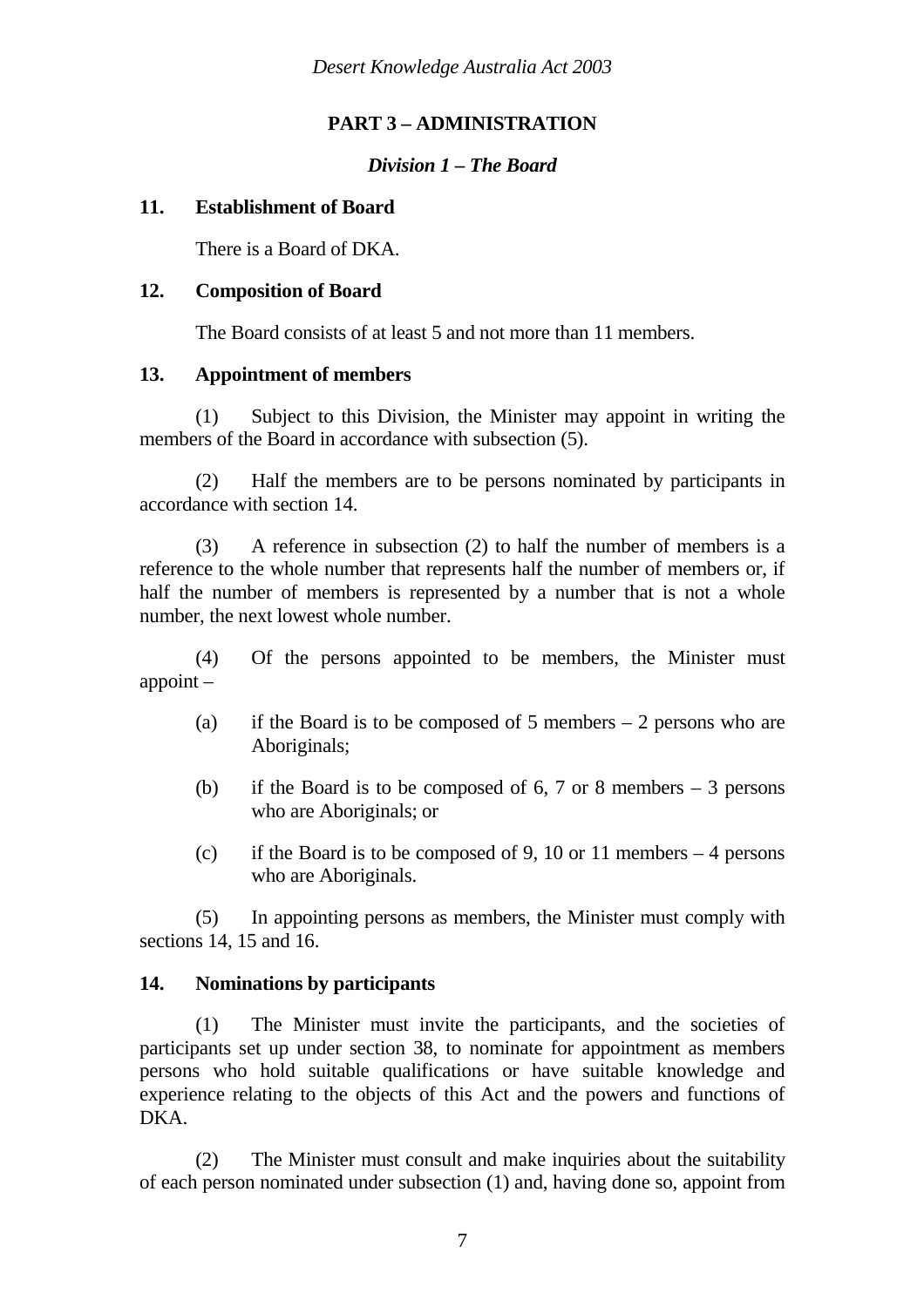## PART 3 – ADMINISTRATION

### *Division 1 – The Board*

**11. Establishment of Board**

There is a Board of DKA.

**12. Composition of Board**

The Board consists of at least 5 and not more than 11 members.

**13. Appointment of members**

(1) Subject to this Division, the Minister may appoint in writing the members of the Board in accordance with subsection (5).

(2) Half the members are to be persons nominated by participants in accordance with section 14.

(3) A reference in subsection (2) to half the number of members is a reference to the whole number that represents half the number of members or, if half the number of members is represented by a number that is not a whole number, the next lowest whole number.

(4) Of the persons appointed to be members, the Minister must appoint –

(a) if the Board is to be composed of 5 members – 2 persons who are Aboriginals;

(b) if the Board is to be composed of 6, 7 or 8 members – 3 persons who are Aboriginals; or

(c) if the Board is to be composed of 9, 10 or 11 members – 4 persons who are Aboriginals.

(5) In appointing persons as members, the Minister must comply with sections 14, 15 and 16.

**14. Nominations by participants**

(1) The Minister must invite the participants, and the societies of participants set up under section 38, to nominate for appointment as members persons who hold suitable qualifications or have suitable knowledge and experience relating to the objects of this Act and the powers and functions of DKA.

(2) The Minister must consult and make inquiries about the suitability of each person nominated under subsection (1) and, having done so, appoint from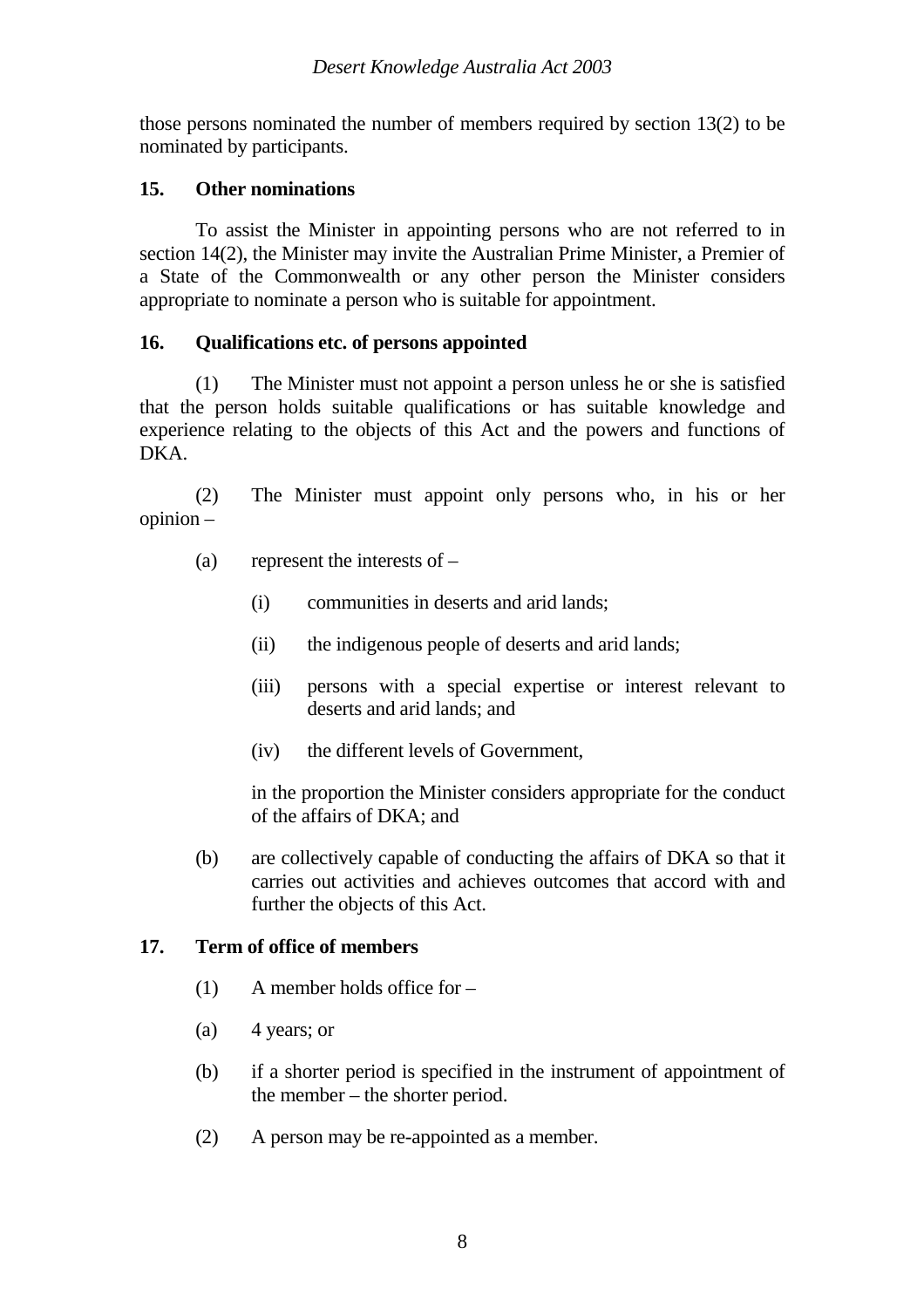those persons nominated the number of members required by section 13(2) to be nominated by participants.

### 15. Other nominations

To assist the Minister in appointing persons who are not referred to in section 14(2), the Minister may invite the Australian Prime Minister, a Premier of a State of the Commonwealth or any other person the Minister considers appropriate to nominate a person who is suitable for appointment.

### 16. Qualifications etc. of persons appointed

(1) The Minister must not appoint a person unless he or she is satisfied that the person holds suitable qualifications or has suitable knowledge and experience relating to the objects of this Act and the powers and functions of DKA.

(2) The Minister must appoint only persons who, in his or her opinion –

- (a) represent the interests of –
  - (i) communities in deserts and arid lands;
  - (ii) the indigenous people of deserts and arid lands;
  - (iii) persons with a special expertise or interest relevant to deserts and arid lands; and
  - (iv) the different levels of Government,

  in the proportion the Minister considers appropriate for the conduct of the affairs of DKA; and

- (b) are collectively capable of conducting the affairs of DKA so that it carries out activities and achieves outcomes that accord with and further the objects of this Act.

### 17. Term of office of members

(1) A member holds office for –

- (a) 4 years; or
- (b) if a shorter period is specified in the instrument of appointment of the member – the shorter period.

(2) A person may be re-appointed as a member.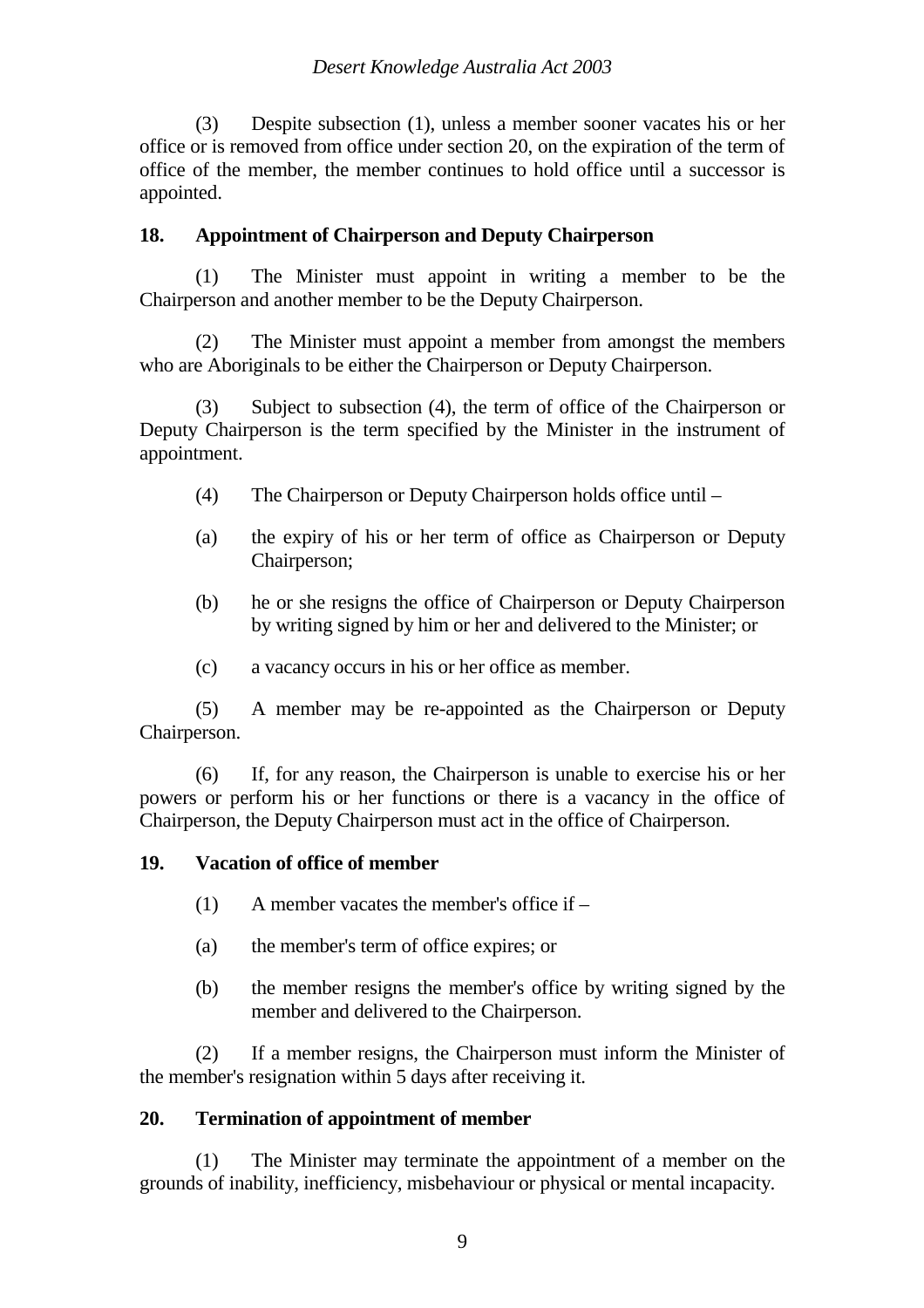(3) Despite subsection (1), unless a member sooner vacates his or her office or is removed from office under section 20, on the expiration of the term of office of the member, the member continues to hold office until a successor is appointed.

**18. Appointment of Chairperson and Deputy Chairperson**

(1) The Minister must appoint in writing a member to be the Chairperson and another member to be the Deputy Chairperson.

(2) The Minister must appoint a member from amongst the members who are Aboriginals to be either the Chairperson or Deputy Chairperson.

(3) Subject to subsection (4), the term of office of the Chairperson or Deputy Chairperson is the term specified by the Minister in the instrument of appointment.

(4) The Chairperson or Deputy Chairperson holds office until –

(a) the expiry of his or her term of office as Chairperson or Deputy Chairperson;

(b) he or she resigns the office of Chairperson or Deputy Chairperson by writing signed by him or her and delivered to the Minister; or

(c) a vacancy occurs in his or her office as member.

(5) A member may be re-appointed as the Chairperson or Deputy Chairperson.

(6) If, for any reason, the Chairperson is unable to exercise his or her powers or perform his or her functions or there is a vacancy in the office of Chairperson, the Deputy Chairperson must act in the office of Chairperson.

**19. Vacation of office of member**

(1) A member vacates the member's office if –

(a) the member's term of office expires; or

(b) the member resigns the member's office by writing signed by the member and delivered to the Chairperson.

(2) If a member resigns, the Chairperson must inform the Minister of the member's resignation within 5 days after receiving it.

**20. Termination of appointment of member**

(1) The Minister may terminate the appointment of a member on the grounds of inability, inefficiency, misbehaviour or physical or mental incapacity.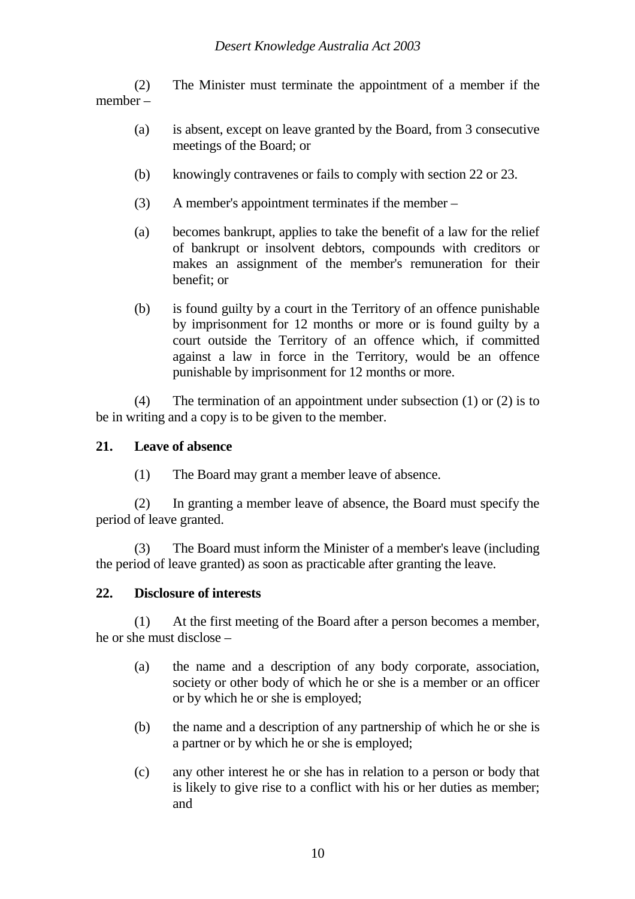(2) The Minister must terminate the appointment of a member if the member –

(a) is absent, except on leave granted by the Board, from 3 consecutive meetings of the Board; or

(b) knowingly contravenes or fails to comply with section 22 or 23.

(3) A member's appointment terminates if the member –

(a) becomes bankrupt, applies to take the benefit of a law for the relief of bankrupt or insolvent debtors, compounds with creditors or makes an assignment of the member's remuneration for their benefit; or

(b) is found guilty by a court in the Territory of an offence punishable by imprisonment for 12 months or more or is found guilty by a court outside the Territory of an offence which, if committed against a law in force in the Territory, would be an offence punishable by imprisonment for 12 months or more.

(4) The termination of an appointment under subsection (1) or (2) is to be in writing and a copy is to be given to the member.

**21. Leave of absence**

(1) The Board may grant a member leave of absence.

(2) In granting a member leave of absence, the Board must specify the period of leave granted.

(3) The Board must inform the Minister of a member's leave (including the period of leave granted) as soon as practicable after granting the leave.

**22. Disclosure of interests**

(1) At the first meeting of the Board after a person becomes a member, he or she must disclose –

(a) the name and a description of any body corporate, association, society or other body of which he or she is a member or an officer or by which he or she is employed;

(b) the name and a description of any partnership of which he or she is a partner or by which he or she is employed;

(c) any other interest he or she has in relation to a person or body that is likely to give rise to a conflict with his or her duties as member; and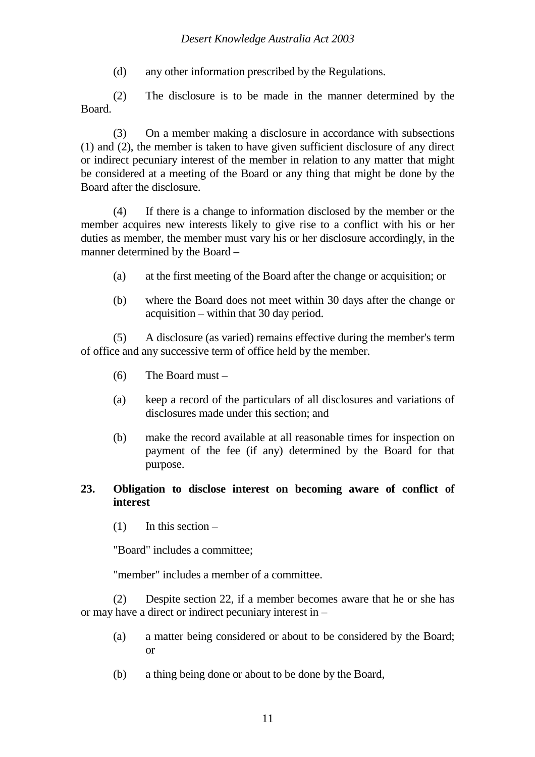(d) any other information prescribed by the Regulations.

(2) The disclosure is to be made in the manner determined by the Board.

(3) On a member making a disclosure in accordance with subsections (1) and (2), the member is taken to have given sufficient disclosure of any direct or indirect pecuniary interest of the member in relation to any matter that might be considered at a meeting of the Board or any thing that might be done by the Board after the disclosure.

(4) If there is a change to information disclosed by the member or the member acquires new interests likely to give rise to a conflict with his or her duties as member, the member must vary his or her disclosure accordingly, in the manner determined by the Board –

(a) at the first meeting of the Board after the change or acquisition; or

(b) where the Board does not meet within 30 days after the change or acquisition – within that 30 day period.

(5) A disclosure (as varied) remains effective during the member's term of office and any successive term of office held by the member.

(6) The Board must –

(a) keep a record of the particulars of all disclosures and variations of disclosures made under this section; and

(b) make the record available at all reasonable times for inspection on payment of the fee (if any) determined by the Board for that purpose.

**23. Obligation to disclose interest on becoming aware of conflict of interest**

(1) In this section –

"Board" includes a committee;

"member" includes a member of a committee.

(2) Despite section 22, if a member becomes aware that he or she has or may have a direct or indirect pecuniary interest in –

(a) a matter being considered or about to be considered by the Board; or

(b) a thing being done or about to be done by the Board,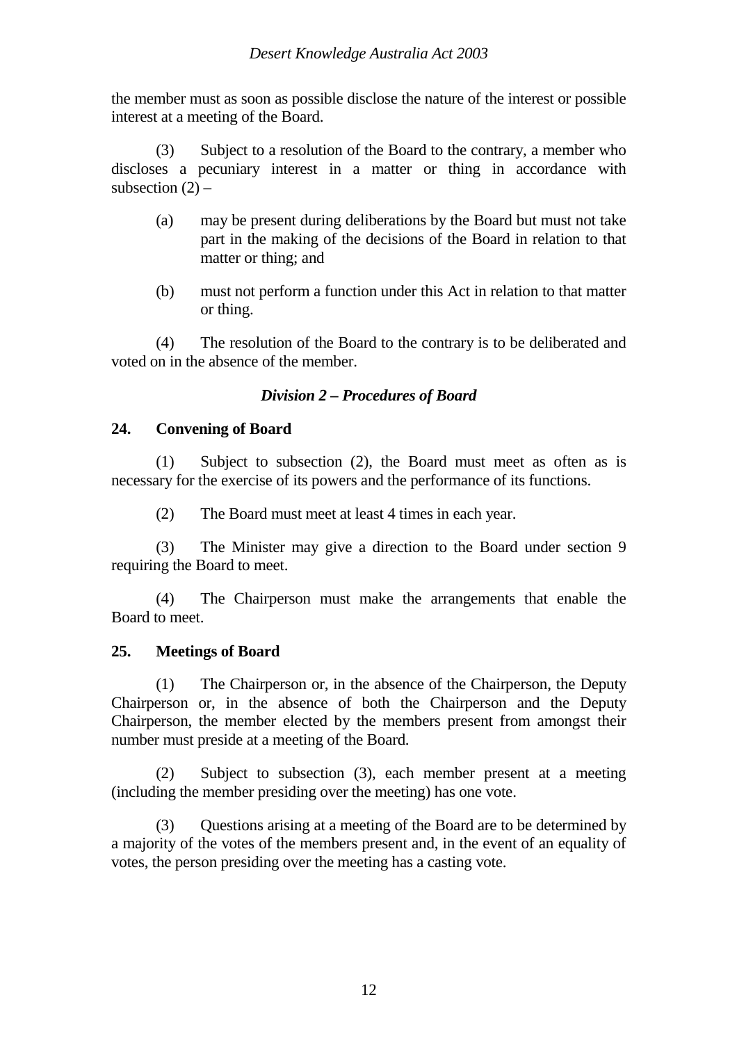the member must as soon as possible disclose the nature of the interest or possible interest at a meeting of the Board.

(3) Subject to a resolution of the Board to the contrary, a member who discloses a pecuniary interest in a matter or thing in accordance with subsection (2) –

- (a) may be present during deliberations by the Board but must not take part in the making of the decisions of the Board in relation to that matter or thing; and
- (b) must not perform a function under this Act in relation to that matter or thing.

(4) The resolution of the Board to the contrary is to be deliberated and voted on in the absence of the member.

### *Division 2 – Procedures of Board*

**24. Convening of Board**

(1) Subject to subsection (2), the Board must meet as often as is necessary for the exercise of its powers and the performance of its functions.

(2) The Board must meet at least 4 times in each year.

(3) The Minister may give a direction to the Board under section 9 requiring the Board to meet.

(4) The Chairperson must make the arrangements that enable the Board to meet.

**25. Meetings of Board**

(1) The Chairperson or, in the absence of the Chairperson, the Deputy Chairperson or, in the absence of both the Chairperson and the Deputy Chairperson, the member elected by the members present from amongst their number must preside at a meeting of the Board.

(2) Subject to subsection (3), each member present at a meeting (including the member presiding over the meeting) has one vote.

(3) Questions arising at a meeting of the Board are to be determined by a majority of the votes of the members present and, in the event of an equality of votes, the person presiding over the meeting has a casting vote.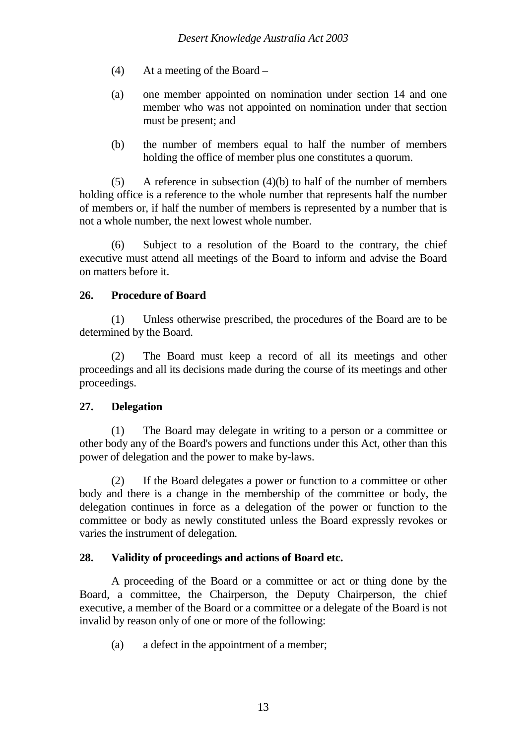(4) At a meeting of the Board –

(a) one member appointed on nomination under section 14 and one member who was not appointed on nomination under that section must be present; and

(b) the number of members equal to half the number of members holding the office of member plus one constitutes a quorum.

(5) A reference in subsection (4)(b) to half of the number of members holding office is a reference to the whole number that represents half the number of members or, if half the number of members is represented by a number that is not a whole number, the next lowest whole number.

(6) Subject to a resolution of the Board to the contrary, the chief executive must attend all meetings of the Board to inform and advise the Board on matters before it.

**26. Procedure of Board**

(1) Unless otherwise prescribed, the procedures of the Board are to be determined by the Board.

(2) The Board must keep a record of all its meetings and other proceedings and all its decisions made during the course of its meetings and other proceedings.

**27. Delegation**

(1) The Board may delegate in writing to a person or a committee or other body any of the Board's powers and functions under this Act, other than this power of delegation and the power to make by-laws.

(2) If the Board delegates a power or function to a committee or other body and there is a change in the membership of the committee or body, the delegation continues in force as a delegation of the power or function to the committee or body as newly constituted unless the Board expressly revokes or varies the instrument of delegation.

**28. Validity of proceedings and actions of Board etc.**

A proceeding of the Board or a committee or act or thing done by the Board, a committee, the Chairperson, the Deputy Chairperson, the chief executive, a member of the Board or a committee or a delegate of the Board is not invalid by reason only of one or more of the following:

(a) a defect in the appointment of a member;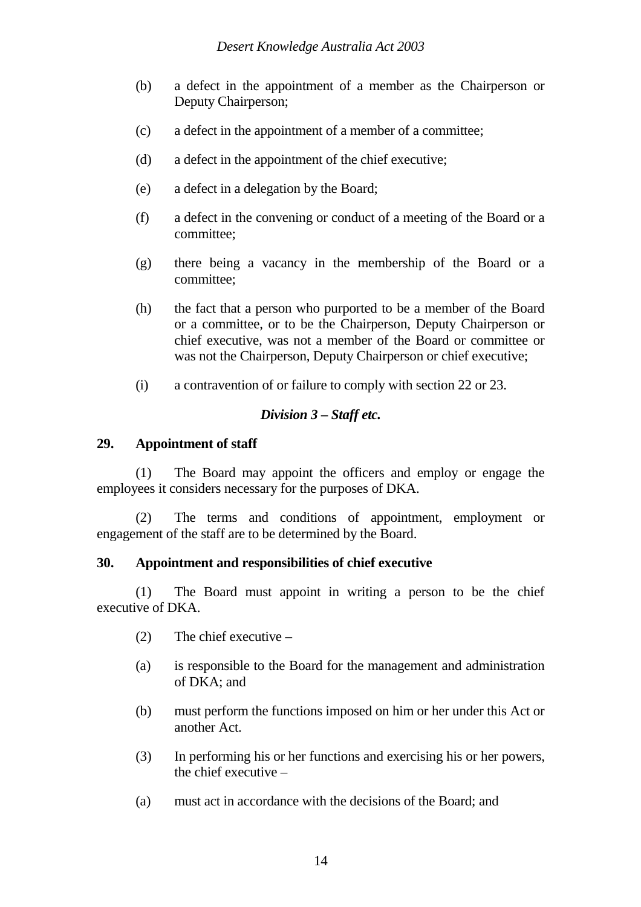(b) a defect in the appointment of a member as the Chairperson or Deputy Chairperson;

(c) a defect in the appointment of a member of a committee;

(d) a defect in the appointment of the chief executive;

(e) a defect in a delegation by the Board;

(f) a defect in the convening or conduct of a meeting of the Board or a committee;

(g) there being a vacancy in the membership of the Board or a committee;

(h) the fact that a person who purported to be a member of the Board or a committee, or to be the Chairperson, Deputy Chairperson or chief executive, was not a member of the Board or committee or was not the Chairperson, Deputy Chairperson or chief executive;

(i) a contravention of or failure to comply with section 22 or 23.

### *Division 3 – Staff etc.*

**29. Appointment of staff**

(1) The Board may appoint the officers and employ or engage the employees it considers necessary for the purposes of DKA.

(2) The terms and conditions of appointment, employment or engagement of the staff are to be determined by the Board.

**30. Appointment and responsibilities of chief executive**

(1) The Board must appoint in writing a person to be the chief executive of DKA.

(2) The chief executive –

(a) is responsible to the Board for the management and administration of DKA; and

(b) must perform the functions imposed on him or her under this Act or another Act.

(3) In performing his or her functions and exercising his or her powers, the chief executive –

(a) must act in accordance with the decisions of the Board; and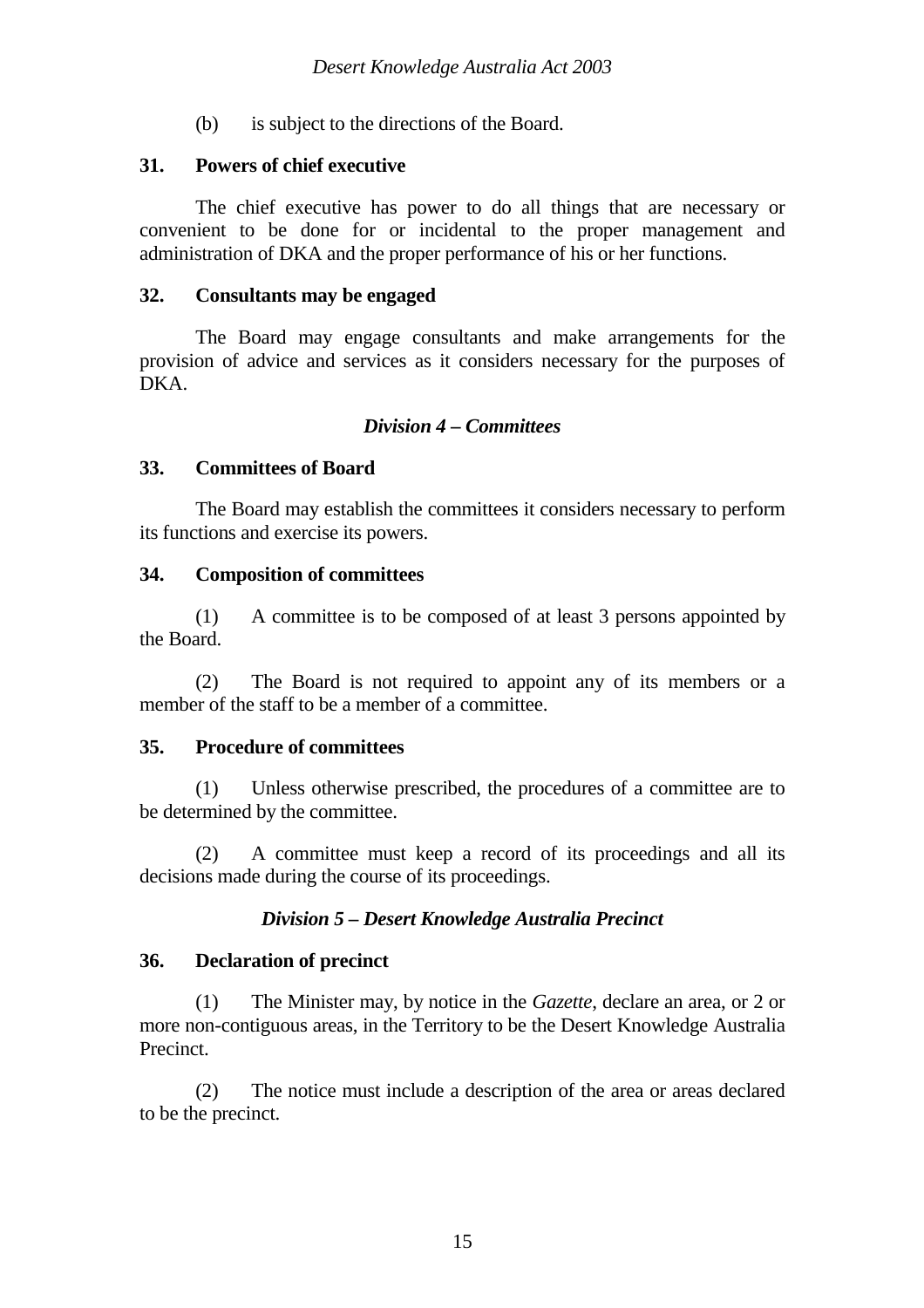(b) is subject to the directions of the Board.

**31. Powers of chief executive**

The chief executive has power to do all things that are necessary or convenient to be done for or incidental to the proper management and administration of DKA and the proper performance of his or her functions.

**32. Consultants may be engaged**

The Board may engage consultants and make arrangements for the provision of advice and services as it considers necessary for the purposes of DKA.

***Division 4 – Committees***

**33. Committees of Board**

The Board may establish the committees it considers necessary to perform its functions and exercise its powers.

**34. Composition of committees**

(1) A committee is to be composed of at least 3 persons appointed by the Board.

(2) The Board is not required to appoint any of its members or a member of the staff to be a member of a committee.

**35. Procedure of committees**

(1) Unless otherwise prescribed, the procedures of a committee are to be determined by the committee.

(2) A committee must keep a record of its proceedings and all its decisions made during the course of its proceedings.

***Division 5 – Desert Knowledge Australia Precinct***

**36. Declaration of precinct**

(1) The Minister may, by notice in the *Gazette*, declare an area, or 2 or more non-contiguous areas, in the Territory to be the Desert Knowledge Australia Precinct.

(2) The notice must include a description of the area or areas declared to be the precinct.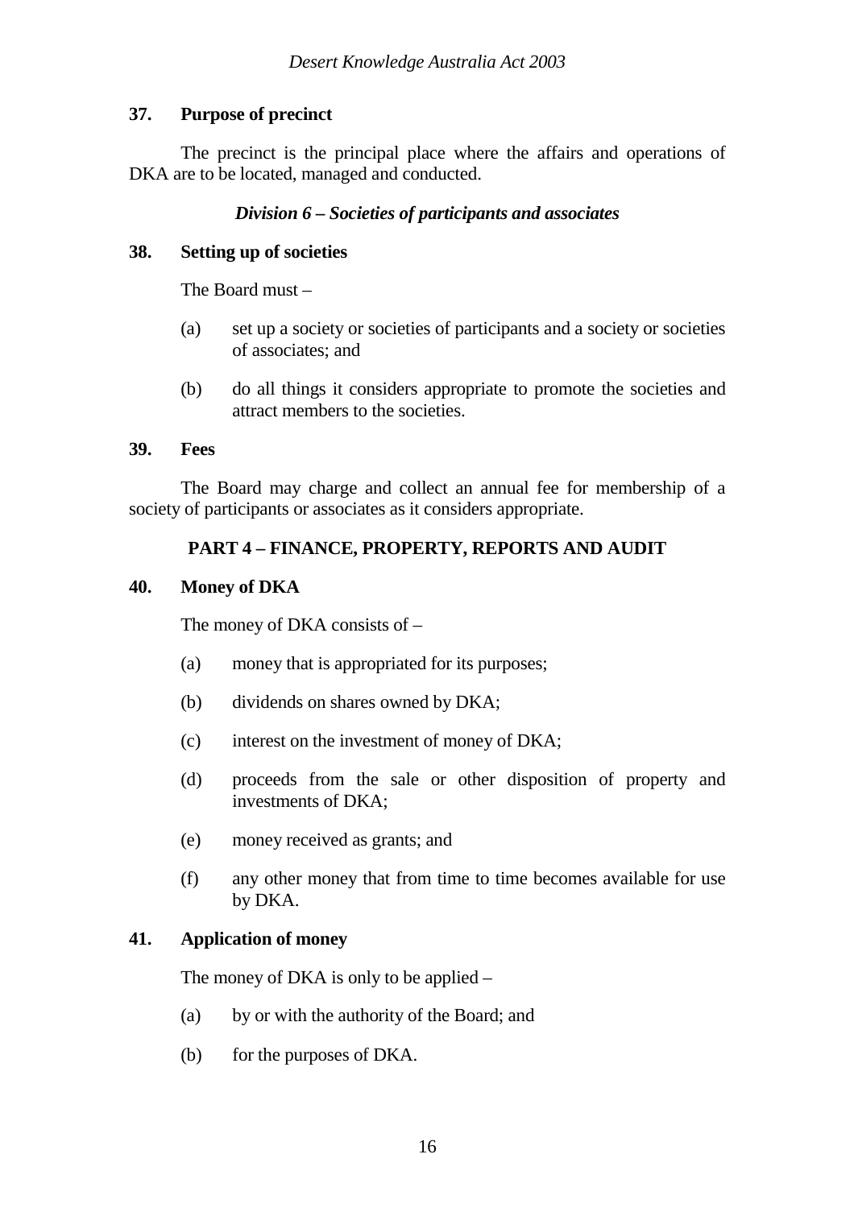**37. Purpose of precinct**

The precinct is the principal place where the affairs and operations of DKA are to be located, managed and conducted.

***Division 6 – Societies of participants and associates***

**38. Setting up of societies**

The Board must –

(a) set up a society or societies of participants and a society or societies of associates; and

(b) do all things it considers appropriate to promote the societies and attract members to the societies.

**39. Fees**

The Board may charge and collect an annual fee for membership of a society of participants or associates as it considers appropriate.

## PART 4 – FINANCE, PROPERTY, REPORTS AND AUDIT

**40. Money of DKA**

The money of DKA consists of –

(a) money that is appropriated for its purposes;

(b) dividends on shares owned by DKA;

(c) interest on the investment of money of DKA;

(d) proceeds from the sale or other disposition of property and investments of DKA;

(e) money received as grants; and

(f) any other money that from time to time becomes available for use by DKA.

**41. Application of money**

The money of DKA is only to be applied –

(a) by or with the authority of the Board; and

(b) for the purposes of DKA.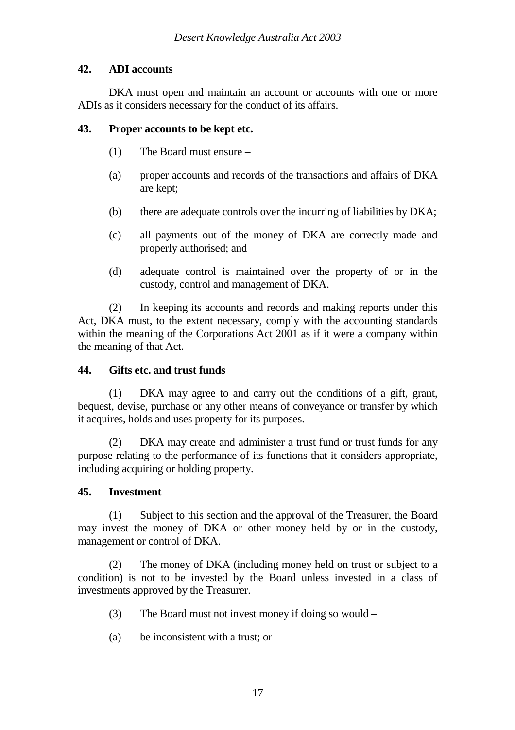**42. ADI accounts**

DKA must open and maintain an account or accounts with one or more ADIs as it considers necessary for the conduct of its affairs.

**43. Proper accounts to be kept etc.**

(1) The Board must ensure –

(a) proper accounts and records of the transactions and affairs of DKA are kept;

(b) there are adequate controls over the incurring of liabilities by DKA;

(c) all payments out of the money of DKA are correctly made and properly authorised; and

(d) adequate control is maintained over the property of or in the custody, control and management of DKA.

(2) In keeping its accounts and records and making reports under this Act, DKA must, to the extent necessary, comply with the accounting standards within the meaning of the Corporations Act 2001 as if it were a company within the meaning of that Act.

**44. Gifts etc. and trust funds**

(1) DKA may agree to and carry out the conditions of a gift, grant, bequest, devise, purchase or any other means of conveyance or transfer by which it acquires, holds and uses property for its purposes.

(2) DKA may create and administer a trust fund or trust funds for any purpose relating to the performance of its functions that it considers appropriate, including acquiring or holding property.

**45. Investment**

(1) Subject to this section and the approval of the Treasurer, the Board may invest the money of DKA or other money held by or in the custody, management or control of DKA.

(2) The money of DKA (including money held on trust or subject to a condition) is not to be invested by the Board unless invested in a class of investments approved by the Treasurer.

(3) The Board must not invest money if doing so would –

(a) be inconsistent with a trust; or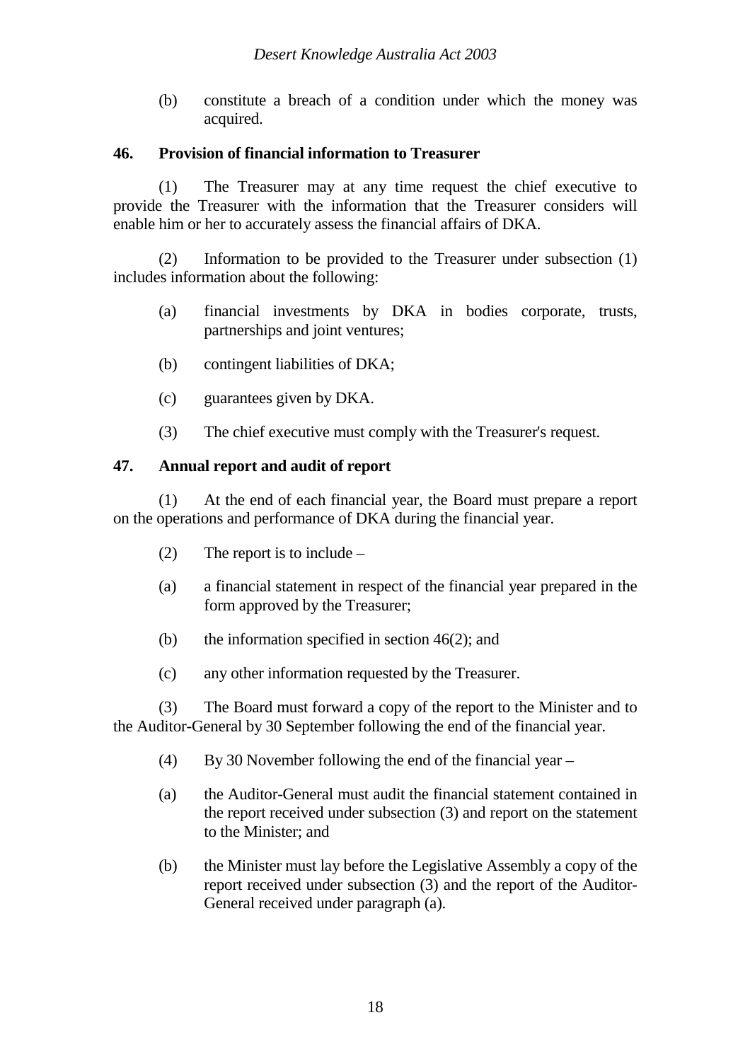(b) constitute a breach of a condition under which the money was acquired.

### 46. Provision of financial information to Treasurer

(1) The Treasurer may at any time request the chief executive to provide the Treasurer with the information that the Treasurer considers will enable him or her to accurately assess the financial affairs of DKA.

(2) Information to be provided to the Treasurer under subsection (1) includes information about the following:

(a) financial investments by DKA in bodies corporate, trusts, partnerships and joint ventures;

(b) contingent liabilities of DKA;

(c) guarantees given by DKA.

(3) The chief executive must comply with the Treasurer's request.

### 47. Annual report and audit of report

(1) At the end of each financial year, the Board must prepare a report on the operations and performance of DKA during the financial year.

(2) The report is to include –

(a) a financial statement in respect of the financial year prepared in the form approved by the Treasurer;

(b) the information specified in section 46(2); and

(c) any other information requested by the Treasurer.

(3) The Board must forward a copy of the report to the Minister and to the Auditor-General by 30 September following the end of the financial year.

(4) By 30 November following the end of the financial year –

(a) the Auditor-General must audit the financial statement contained in the report received under subsection (3) and report on the statement to the Minister; and

(b) the Minister must lay before the Legislative Assembly a copy of the report received under subsection (3) and the report of the Auditor-General received under paragraph (a).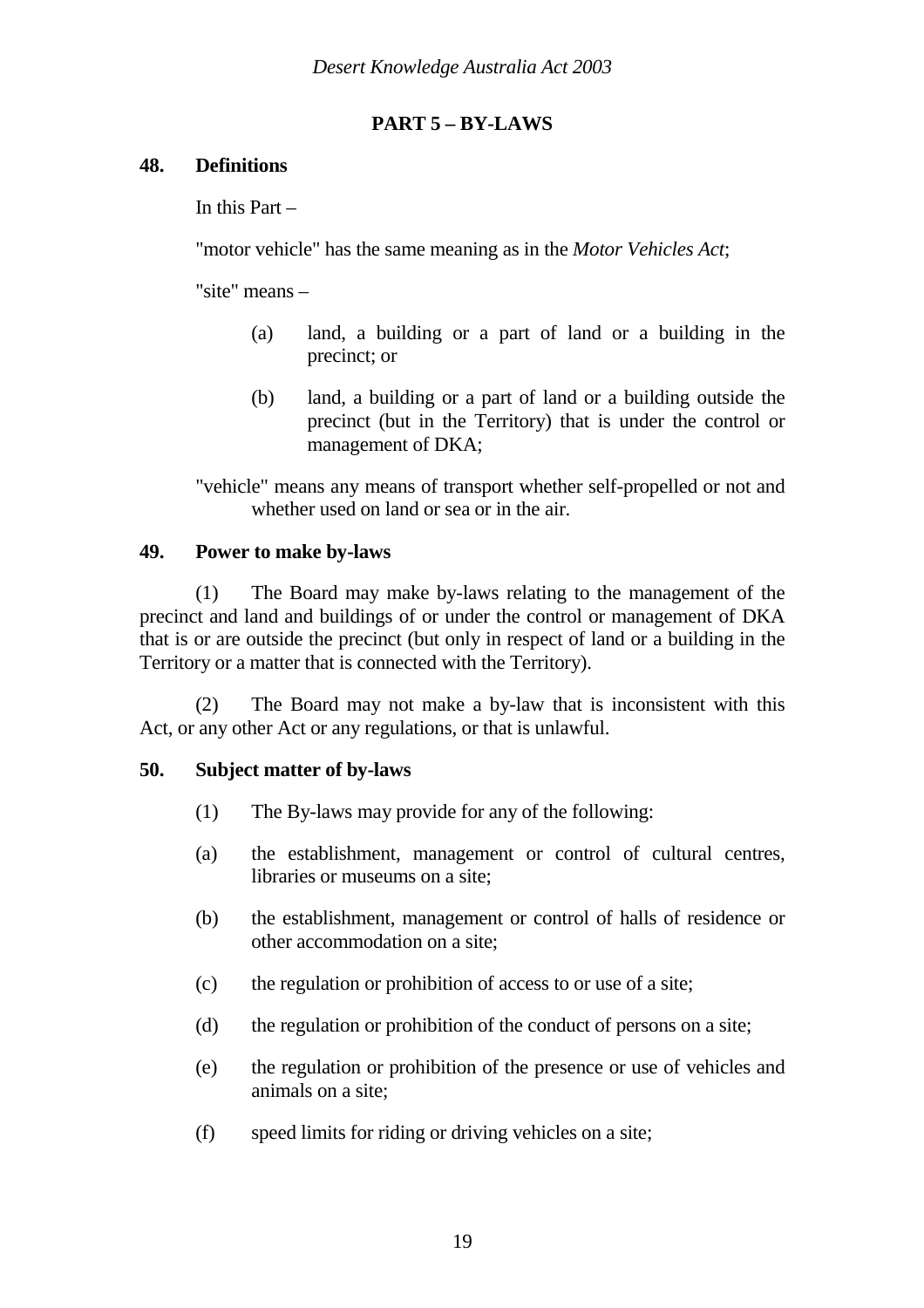## PART 5 – BY-LAWS

### 48. Definitions

In this Part –

"motor vehicle" has the same meaning as in the *Motor Vehicles Act*;

"site" means –

(a) land, a building or a part of land or a building in the precinct; or

(b) land, a building or a part of land or a building outside the precinct (but in the Territory) that is under the control or management of DKA;

"vehicle" means any means of transport whether self-propelled or not and whether used on land or sea or in the air.

### 49. Power to make by-laws

(1) The Board may make by-laws relating to the management of the precinct and land and buildings of or under the control or management of DKA that is or are outside the precinct (but only in respect of land or a building in the Territory or a matter that is connected with the Territory).

(2) The Board may not make a by-law that is inconsistent with this Act, or any other Act or any regulations, or that is unlawful.

### 50. Subject matter of by-laws

(1) The By-laws may provide for any of the following:

(a) the establishment, management or control of cultural centres, libraries or museums on a site;

(b) the establishment, management or control of halls of residence or other accommodation on a site;

(c) the regulation or prohibition of access to or use of a site;

(d) the regulation or prohibition of the conduct of persons on a site;

(e) the regulation or prohibition of the presence or use of vehicles and animals on a site;

(f) speed limits for riding or driving vehicles on a site;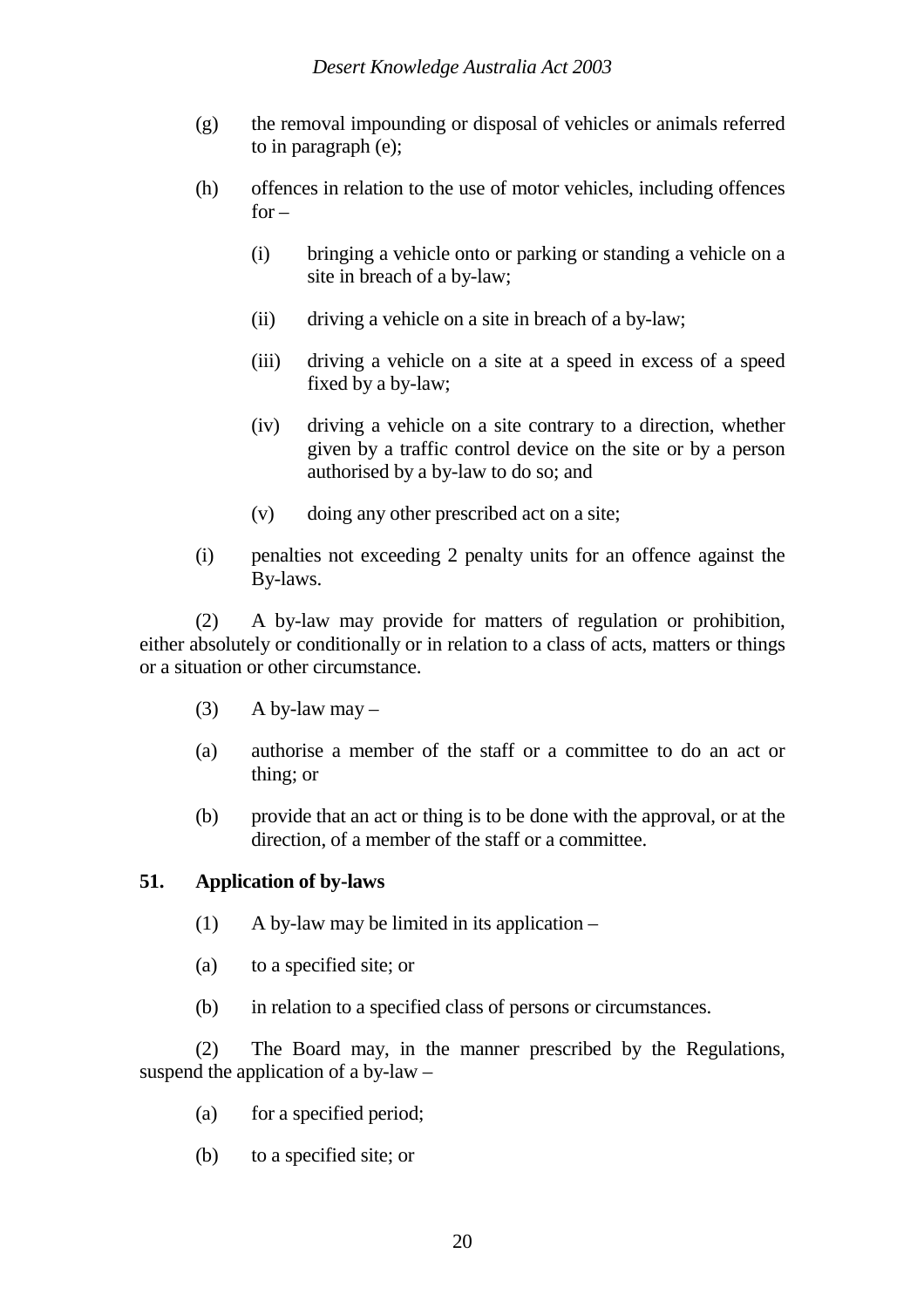(g) the removal impounding or disposal of vehicles or animals referred to in paragraph (e);

(h) offences in relation to the use of motor vehicles, including offences for –

(i) bringing a vehicle onto or parking or standing a vehicle on a site in breach of a by-law;

(ii) driving a vehicle on a site in breach of a by-law;

(iii) driving a vehicle on a site at a speed in excess of a speed fixed by a by-law;

(iv) driving a vehicle on a site contrary to a direction, whether given by a traffic control device on the site or by a person authorised by a by-law to do so; and

(v) doing any other prescribed act on a site;

(i) penalties not exceeding 2 penalty units for an offence against the By-laws.

(2) A by-law may provide for matters of regulation or prohibition, either absolutely or conditionally or in relation to a class of acts, matters or things or a situation or other circumstance.

(3) A by-law may –

(a) authorise a member of the staff or a committee to do an act or thing; or

(b) provide that an act or thing is to be done with the approval, or at the direction, of a member of the staff or a committee.

**51. Application of by-laws**

(1) A by-law may be limited in its application –

(a) to a specified site; or

(b) in relation to a specified class of persons or circumstances.

(2) The Board may, in the manner prescribed by the Regulations, suspend the application of a by-law –

(a) for a specified period;

(b) to a specified site; or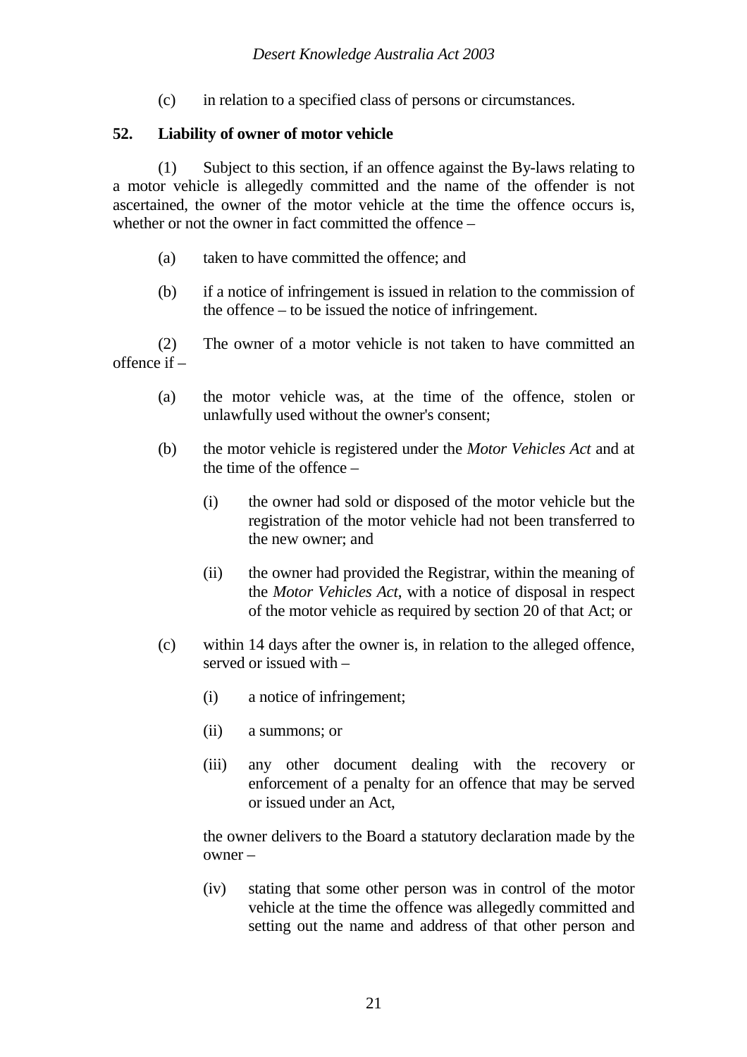(c) in relation to a specified class of persons or circumstances.

**52. Liability of owner of motor vehicle**

(1) Subject to this section, if an offence against the By-laws relating to a motor vehicle is allegedly committed and the name of the offender is not ascertained, the owner of the motor vehicle at the time the offence occurs is, whether or not the owner in fact committed the offence –

(a) taken to have committed the offence; and

(b) if a notice of infringement is issued in relation to the commission of the offence – to be issued the notice of infringement.

(2) The owner of a motor vehicle is not taken to have committed an offence if –

(a) the motor vehicle was, at the time of the offence, stolen or unlawfully used without the owner's consent;

(b) the motor vehicle is registered under the *Motor Vehicles Act* and at the time of the offence –

(i) the owner had sold or disposed of the motor vehicle but the registration of the motor vehicle had not been transferred to the new owner; and

(ii) the owner had provided the Registrar, within the meaning of the *Motor Vehicles Act*, with a notice of disposal in respect of the motor vehicle as required by section 20 of that Act; or

(c) within 14 days after the owner is, in relation to the alleged offence, served or issued with –

(i) a notice of infringement;

(ii) a summons; or

(iii) any other document dealing with the recovery or enforcement of a penalty for an offence that may be served or issued under an Act,

the owner delivers to the Board a statutory declaration made by the owner –

(iv) stating that some other person was in control of the motor vehicle at the time the offence was allegedly committed and setting out the name and address of that other person and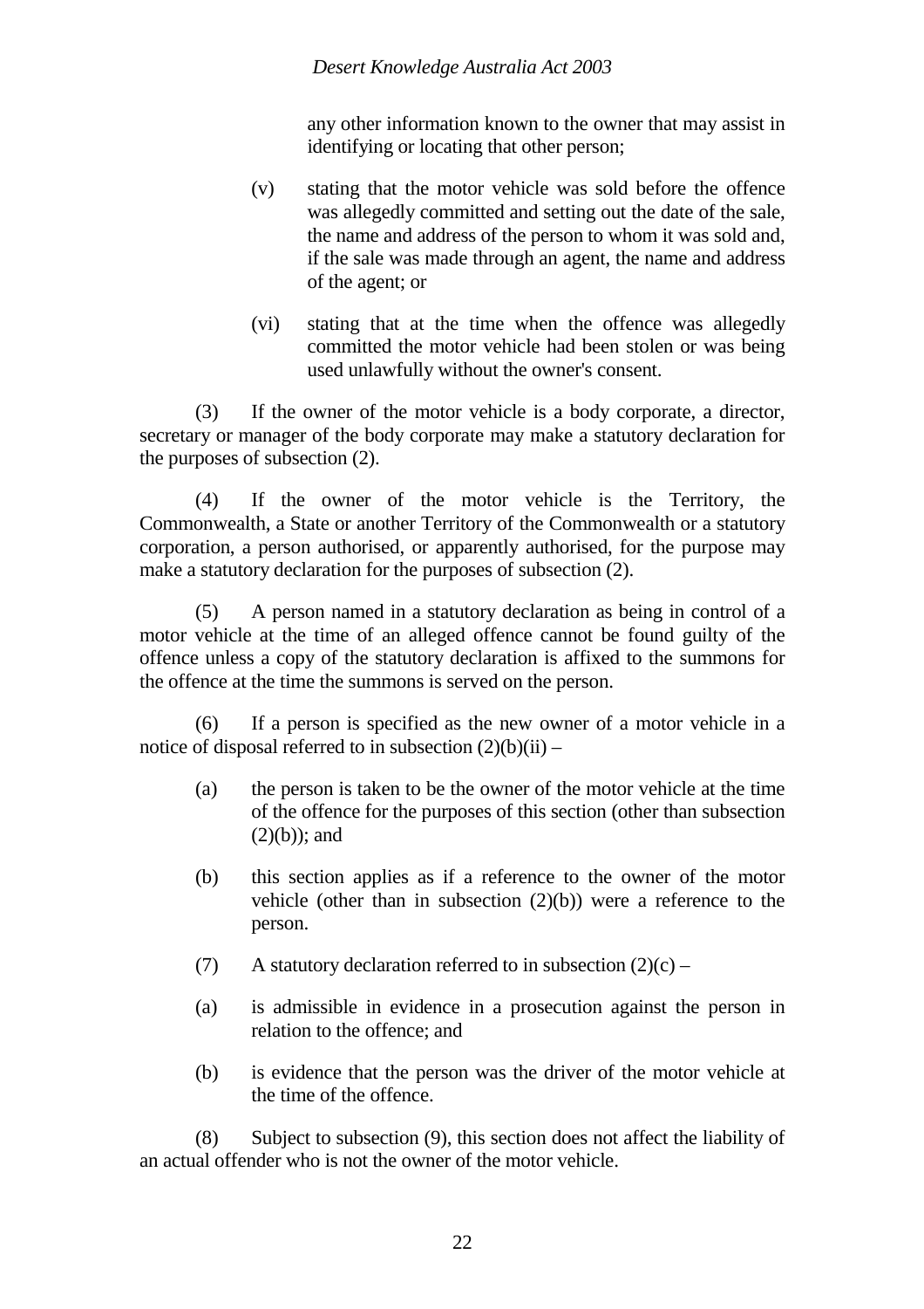any other information known to the owner that may assist in identifying or locating that other person;

(v) stating that the motor vehicle was sold before the offence was allegedly committed and setting out the date of the sale, the name and address of the person to whom it was sold and, if the sale was made through an agent, the name and address of the agent; or

(vi) stating that at the time when the offence was allegedly committed the motor vehicle had been stolen or was being used unlawfully without the owner's consent.

(3) If the owner of the motor vehicle is a body corporate, a director, secretary or manager of the body corporate may make a statutory declaration for the purposes of subsection (2).

(4) If the owner of the motor vehicle is the Territory, the Commonwealth, a State or another Territory of the Commonwealth or a statutory corporation, a person authorised, or apparently authorised, for the purpose may make a statutory declaration for the purposes of subsection (2).

(5) A person named in a statutory declaration as being in control of a motor vehicle at the time of an alleged offence cannot be found guilty of the offence unless a copy of the statutory declaration is affixed to the summons for the offence at the time the summons is served on the person.

(6) If a person is specified as the new owner of a motor vehicle in a notice of disposal referred to in subsection (2)(b)(ii) –

(a) the person is taken to be the owner of the motor vehicle at the time of the offence for the purposes of this section (other than subsection (2)(b)); and

(b) this section applies as if a reference to the owner of the motor vehicle (other than in subsection (2)(b)) were a reference to the person.

(7) A statutory declaration referred to in subsection (2)(c) –

(a) is admissible in evidence in a prosecution against the person in relation to the offence; and

(b) is evidence that the person was the driver of the motor vehicle at the time of the offence.

(8) Subject to subsection (9), this section does not affect the liability of an actual offender who is not the owner of the motor vehicle.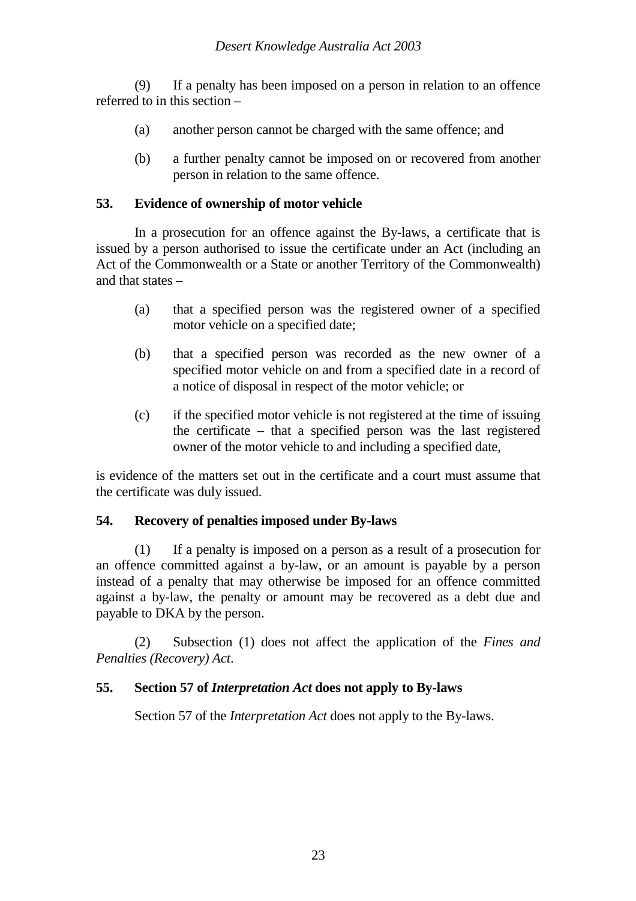(9) If a penalty has been imposed on a person in relation to an offence referred to in this section –

(a) another person cannot be charged with the same offence; and

(b) a further penalty cannot be imposed on or recovered from another person in relation to the same offence.

### 53. Evidence of ownership of motor vehicle

In a prosecution for an offence against the By-laws, a certificate that is issued by a person authorised to issue the certificate under an Act (including an Act of the Commonwealth or a State or another Territory of the Commonwealth) and that states –

(a) that a specified person was the registered owner of a specified motor vehicle on a specified date;

(b) that a specified person was recorded as the new owner of a specified motor vehicle on and from a specified date in a record of a notice of disposal in respect of the motor vehicle; or

(c) if the specified motor vehicle is not registered at the time of issuing the certificate – that a specified person was the last registered owner of the motor vehicle to and including a specified date,

is evidence of the matters set out in the certificate and a court must assume that the certificate was duly issued.

### 54. Recovery of penalties imposed under By-laws

(1) If a penalty is imposed on a person as a result of a prosecution for an offence committed against a by-law, or an amount is payable by a person instead of a penalty that may otherwise be imposed for an offence committed against a by-law, the penalty or amount may be recovered as a debt due and payable to DKA by the person.

(2) Subsection (1) does not affect the application of the *Fines and Penalties (Recovery) Act*.

### 55. Section 57 of *Interpretation Act* does not apply to By-laws

Section 57 of the *Interpretation Act* does not apply to the By-laws.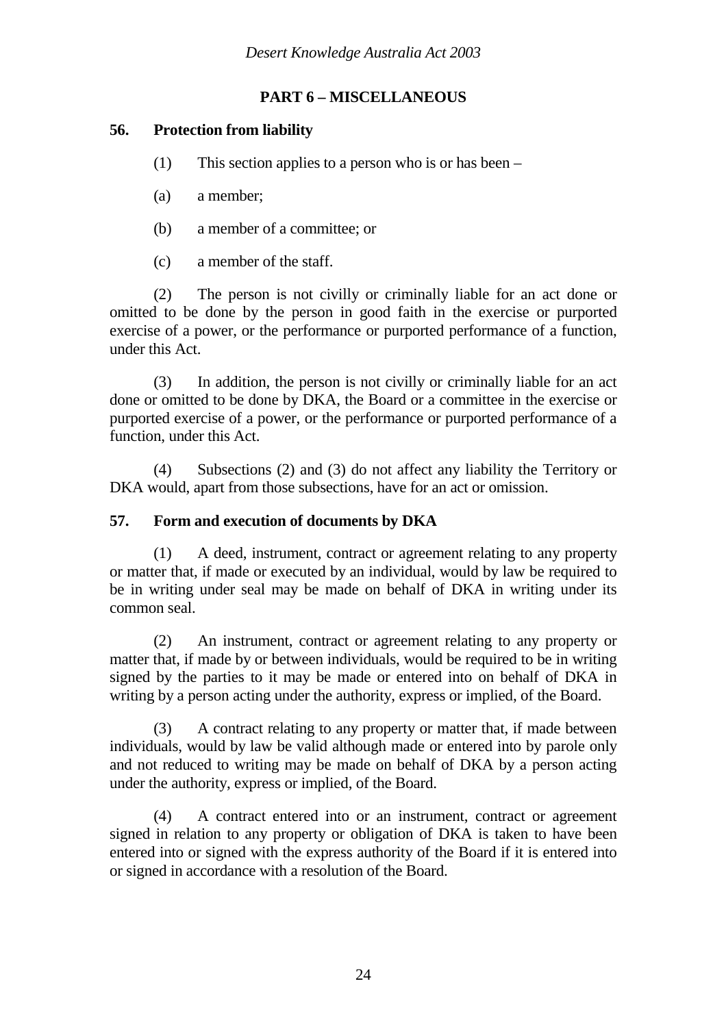## PART 6 – MISCELLANEOUS

### 56. Protection from liability

(1) This section applies to a person who is or has been –

(a) a member;

(b) a member of a committee; or

(c) a member of the staff.

(2) The person is not civilly or criminally liable for an act done or omitted to be done by the person in good faith in the exercise or purported exercise of a power, or the performance or purported performance of a function, under this Act.

(3) In addition, the person is not civilly or criminally liable for an act done or omitted to be done by DKA, the Board or a committee in the exercise or purported exercise of a power, or the performance or purported performance of a function, under this Act.

(4) Subsections (2) and (3) do not affect any liability the Territory or DKA would, apart from those subsections, have for an act or omission.

### 57. Form and execution of documents by DKA

(1) A deed, instrument, contract or agreement relating to any property or matter that, if made or executed by an individual, would by law be required to be in writing under seal may be made on behalf of DKA in writing under its common seal.

(2) An instrument, contract or agreement relating to any property or matter that, if made by or between individuals, would be required to be in writing signed by the parties to it may be made or entered into on behalf of DKA in writing by a person acting under the authority, express or implied, of the Board.

(3) A contract relating to any property or matter that, if made between individuals, would by law be valid although made or entered into by parole only and not reduced to writing may be made on behalf of DKA by a person acting under the authority, express or implied, of the Board.

(4) A contract entered into or an instrument, contract or agreement signed in relation to any property or obligation of DKA is taken to have been entered into or signed with the express authority of the Board if it is entered into or signed in accordance with a resolution of the Board.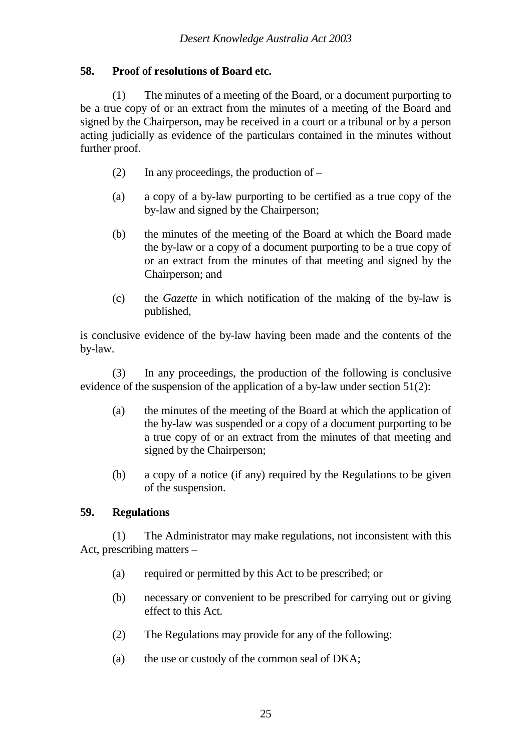**58. Proof of resolutions of Board etc.**

(1) The minutes of a meeting of the Board, or a document purporting to be a true copy of or an extract from the minutes of a meeting of the Board and signed by the Chairperson, may be received in a court or a tribunal or by a person acting judicially as evidence of the particulars contained in the minutes without further proof.

(2) In any proceedings, the production of –

(a) a copy of a by-law purporting to be certified as a true copy of the by-law and signed by the Chairperson;

(b) the minutes of the meeting of the Board at which the Board made the by-law or a copy of a document purporting to be a true copy of or an extract from the minutes of that meeting and signed by the Chairperson; and

(c) the *Gazette* in which notification of the making of the by-law is published,

is conclusive evidence of the by-law having been made and the contents of the by-law.

(3) In any proceedings, the production of the following is conclusive evidence of the suspension of the application of a by-law under section 51(2):

(a) the minutes of the meeting of the Board at which the application of the by-law was suspended or a copy of a document purporting to be a true copy of or an extract from the minutes of that meeting and signed by the Chairperson;

(b) a copy of a notice (if any) required by the Regulations to be given of the suspension.

**59. Regulations**

(1) The Administrator may make regulations, not inconsistent with this Act, prescribing matters –

(a) required or permitted by this Act to be prescribed; or

(b) necessary or convenient to be prescribed for carrying out or giving effect to this Act.

(2) The Regulations may provide for any of the following:

(a) the use or custody of the common seal of DKA;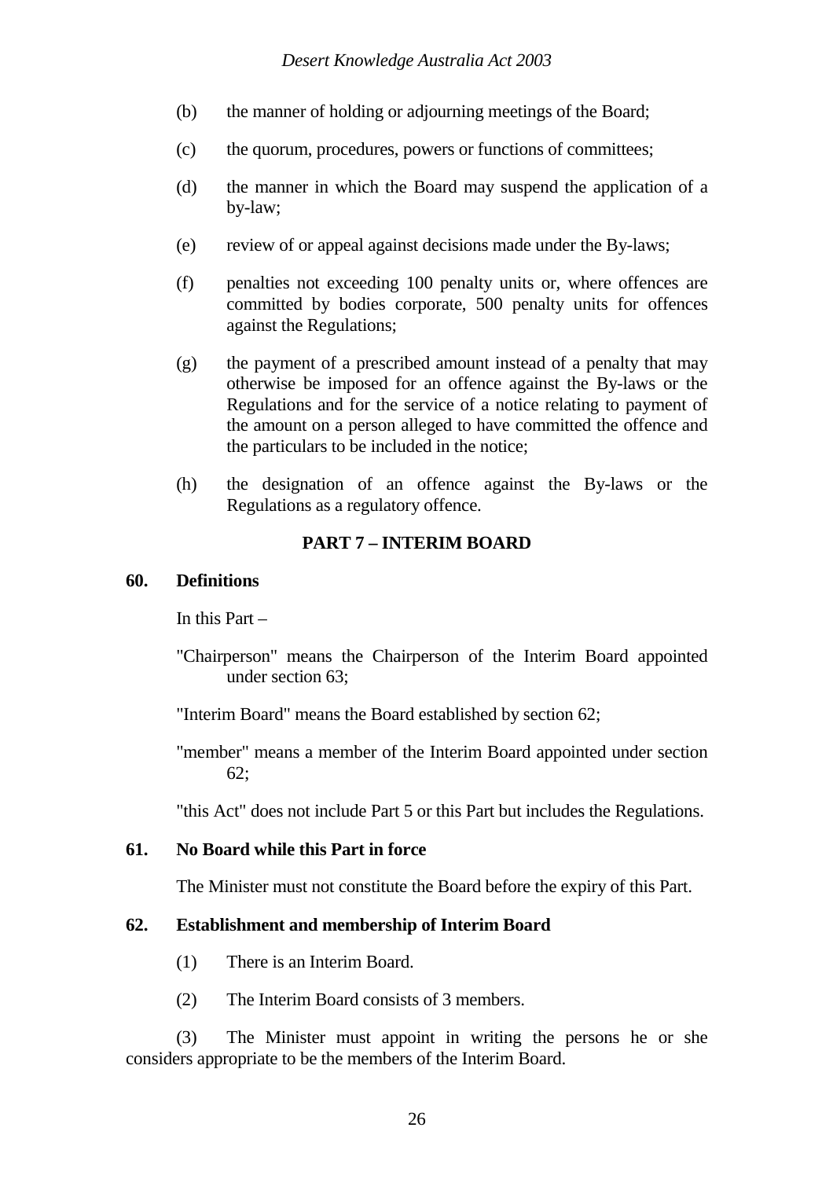(b) the manner of holding or adjourning meetings of the Board;

(c) the quorum, procedures, powers or functions of committees;

(d) the manner in which the Board may suspend the application of a by-law;

(e) review of or appeal against decisions made under the By-laws;

(f) penalties not exceeding 100 penalty units or, where offences are committed by bodies corporate, 500 penalty units for offences against the Regulations;

(g) the payment of a prescribed amount instead of a penalty that may otherwise be imposed for an offence against the By-laws or the Regulations and for the service of a notice relating to payment of the amount on a person alleged to have committed the offence and the particulars to be included in the notice;

(h) the designation of an offence against the By-laws or the Regulations as a regulatory offence.

## PART 7 – INTERIM BOARD

### 60. Definitions

In this Part –

"Chairperson" means the Chairperson of the Interim Board appointed under section 63;

"Interim Board" means the Board established by section 62;

"member" means a member of the Interim Board appointed under section 62;

"this Act" does not include Part 5 or this Part but includes the Regulations.

### 61. No Board while this Part in force

The Minister must not constitute the Board before the expiry of this Part.

### 62. Establishment and membership of Interim Board

(1) There is an Interim Board.

(2) The Interim Board consists of 3 members.

(3) The Minister must appoint in writing the persons he or she considers appropriate to be the members of the Interim Board.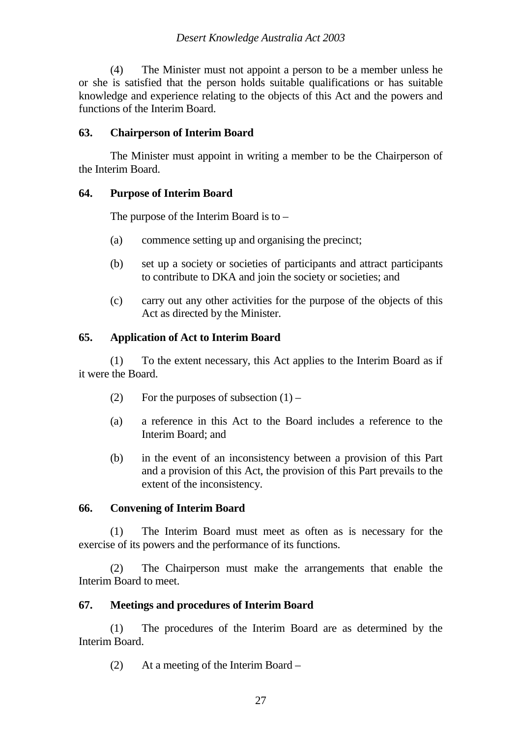(4) The Minister must not appoint a person to be a member unless he or she is satisfied that the person holds suitable qualifications or has suitable knowledge and experience relating to the objects of this Act and the powers and functions of the Interim Board.

### 63. Chairperson of Interim Board

The Minister must appoint in writing a member to be the Chairperson of the Interim Board.

### 64. Purpose of Interim Board

The purpose of the Interim Board is to –

(a) commence setting up and organising the precinct;

(b) set up a society or societies of participants and attract participants to contribute to DKA and join the society or societies; and

(c) carry out any other activities for the purpose of the objects of this Act as directed by the Minister.

### 65. Application of Act to Interim Board

(1) To the extent necessary, this Act applies to the Interim Board as if it were the Board.

(2) For the purposes of subsection (1) –

(a) a reference in this Act to the Board includes a reference to the Interim Board; and

(b) in the event of an inconsistency between a provision of this Part and a provision of this Act, the provision of this Part prevails to the extent of the inconsistency.

### 66. Convening of Interim Board

(1) The Interim Board must meet as often as is necessary for the exercise of its powers and the performance of its functions.

(2) The Chairperson must make the arrangements that enable the Interim Board to meet.

### 67. Meetings and procedures of Interim Board

(1) The procedures of the Interim Board are as determined by the Interim Board.

(2) At a meeting of the Interim Board –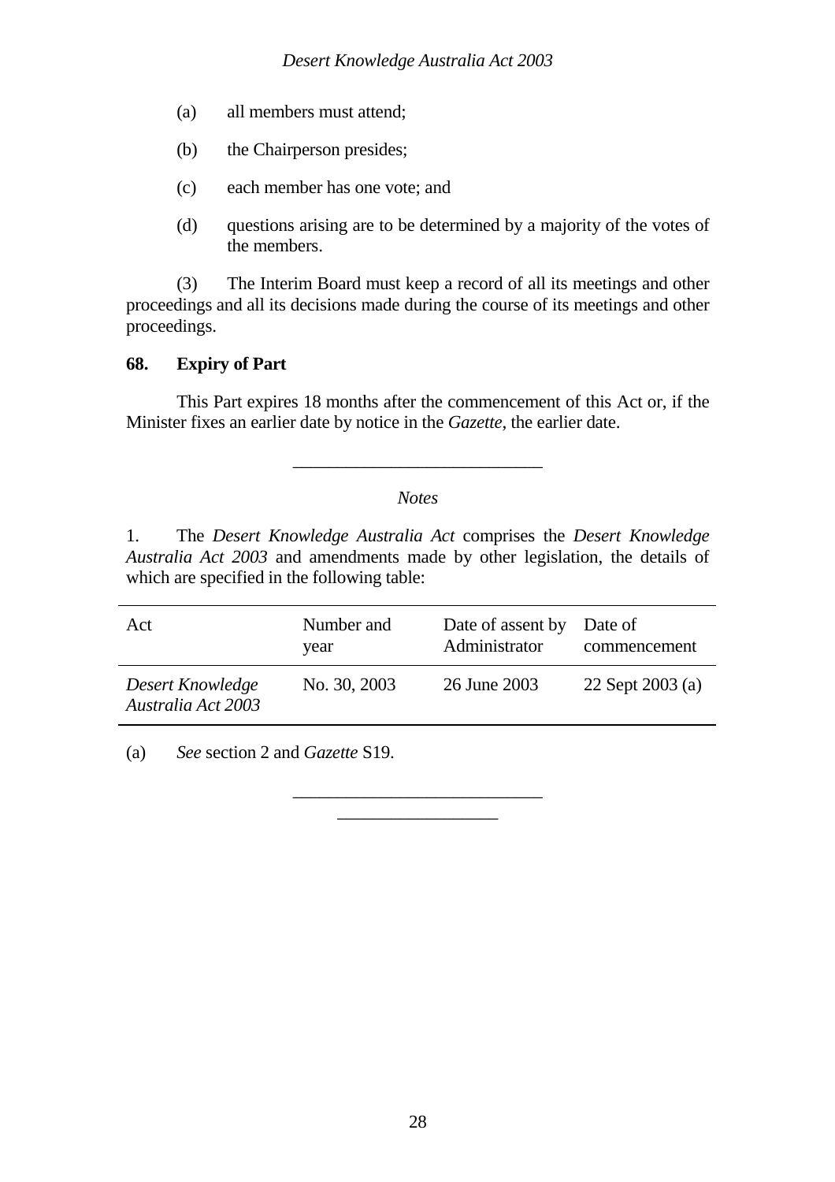(a) all members must attend;

(b) the Chairperson presides;

(c) each member has one vote; and

(d) questions arising are to be determined by a majority of the votes of the members.

(3) The Interim Board must keep a record of all its meetings and other proceedings and all its decisions made during the course of its meetings and other proceedings.

**68. Expiry of Part**

This Part expires 18 months after the commencement of this Act or, if the Minister fixes an earlier date by notice in the *Gazette*, the earlier date.

---

*Notes*

1. The *Desert Knowledge Australia Act* comprises the *Desert Knowledge Australia Act 2003* and amendments made by other legislation, the details of which are specified in the following table:

| Act | Number and year | Date of assent by Administrator | Date of commencement |
|---|---|---|---|
| *Desert Knowledge Australia Act 2003* | No. 30, 2003 | 26 June 2003 | 22 Sept 2003 (a) |

(a) *See* section 2 and *Gazette* S19.

---